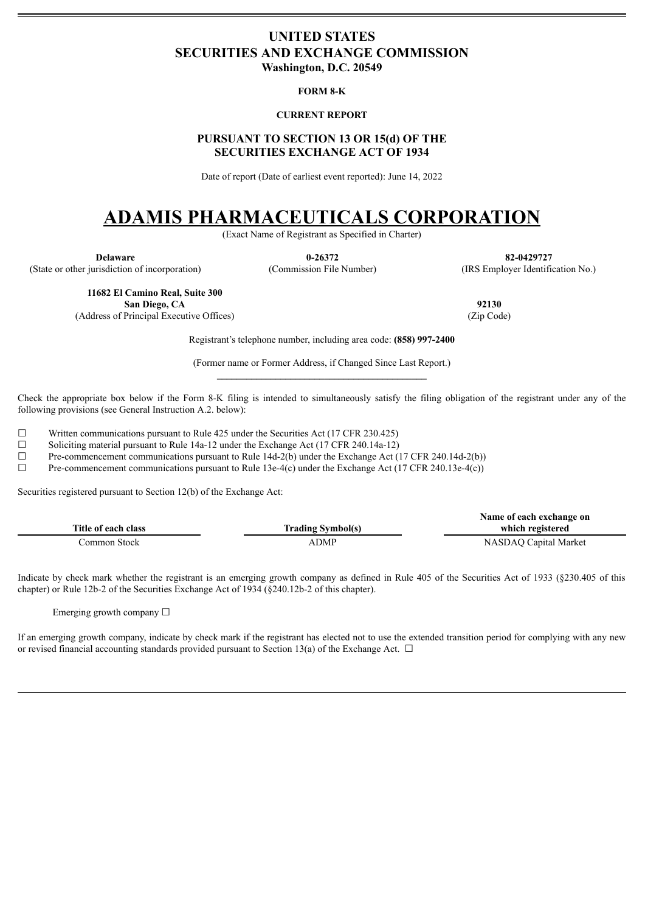# UNITED STATES
# SECURITIES AND EXCHANGE COMMISSION
**Washington, D.C. 20549**

**FORM 8-K**

**CURRENT REPORT**

**PURSUANT TO SECTION 13 OR 15(d) OF THE SECURITIES EXCHANGE ACT OF 1934**

Date of report (Date of earliest event reported): June 14, 2022

# ADAMIS PHARMACEUTICALS CORPORATION

(Exact Name of Registrant as Specified in Charter)

| **Delaware** | **0-26372** | **82-0429727** |
|---|---|---|
| (State or other jurisdiction of incorporation) | (Commission File Number) | (IRS Employer Identification No.) |

| **11682 El Camino Real, Suite 300 San Diego, CA** | **92130** |
|---|---|
| (Address of Principal Executive Offices) | (Zip Code) |

Registrant's telephone number, including area code: **(858) 997-2400**

(Former name or Former Address, if Changed Since Last Report.)

Check the appropriate box below if the Form 8-K filing is intended to simultaneously satisfy the filing obligation of the registrant under any of the following provisions (see General Instruction A.2. below):

☐ Written communications pursuant to Rule 425 under the Securities Act (17 CFR 230.425)
☐ Soliciting material pursuant to Rule 14a-12 under the Exchange Act (17 CFR 240.14a-12)
☐ Pre-commencement communications pursuant to Rule 14d-2(b) under the Exchange Act (17 CFR 240.14d-2(b))
☐ Pre-commencement communications pursuant to Rule 13e-4(c) under the Exchange Act (17 CFR 240.13e-4(c))

Securities registered pursuant to Section 12(b) of the Exchange Act:

| Title of each class | Trading Symbol(s) | Name of each exchange on which registered |
|---|---|---|
| Common Stock | ADMP | NASDAQ Capital Market |

Indicate by check mark whether the registrant is an emerging growth company as defined in Rule 405 of the Securities Act of 1933 (§230.405 of this chapter) or Rule 12b-2 of the Securities Exchange Act of 1934 (§240.12b-2 of this chapter).

Emerging growth company ☐

If an emerging growth company, indicate by check mark if the registrant has elected not to use the extended transition period for complying with any new or revised financial accounting standards provided pursuant to Section 13(a) of the Exchange Act. ☐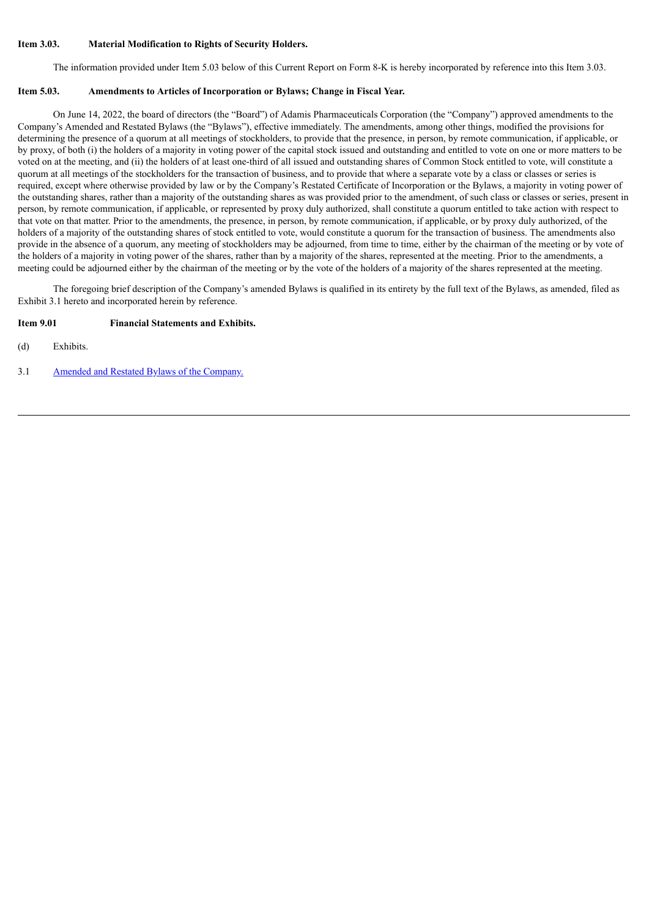**Item 3.03. Material Modification to Rights of Security Holders.**

The information provided under Item 5.03 below of this Current Report on Form 8-K is hereby incorporated by reference into this Item 3.03.

**Item 5.03. Amendments to Articles of Incorporation or Bylaws; Change in Fiscal Year.**

On June 14, 2022, the board of directors (the "Board") of Adamis Pharmaceuticals Corporation (the "Company") approved amendments to the Company's Amended and Restated Bylaws (the "Bylaws"), effective immediately. The amendments, among other things, modified the provisions for determining the presence of a quorum at all meetings of stockholders, to provide that the presence, in person, by remote communication, if applicable, or by proxy, of both (i) the holders of a majority in voting power of the capital stock issued and outstanding and entitled to vote on one or more matters to be voted on at the meeting, and (ii) the holders of at least one-third of all issued and outstanding shares of Common Stock entitled to vote, will constitute a quorum at all meetings of the stockholders for the transaction of business, and to provide that where a separate vote by a class or classes or series is required, except where otherwise provided by law or by the Company's Restated Certificate of Incorporation or the Bylaws, a majority in voting power of the outstanding shares, rather than a majority of the outstanding shares as was provided prior to the amendment, of such class or classes or series, present in person, by remote communication, if applicable, or represented by proxy duly authorized, shall constitute a quorum entitled to take action with respect to that vote on that matter. Prior to the amendments, the presence, in person, by remote communication, if applicable, or by proxy duly authorized, of the holders of a majority of the outstanding shares of stock entitled to vote, would constitute a quorum for the transaction of business. The amendments also provide in the absence of a quorum, any meeting of stockholders may be adjourned, from time to time, either by the chairman of the meeting or by vote of the holders of a majority in voting power of the shares, rather than by a majority of the shares, represented at the meeting. Prior to the amendments, a meeting could be adjourned either by the chairman of the meeting or by the vote of the holders of a majority of the shares represented at the meeting.

The foregoing brief description of the Company's amended Bylaws is qualified in its entirety by the full text of the Bylaws, as amended, filed as Exhibit 3.1 hereto and incorporated herein by reference.

**Item 9.01 Financial Statements and Exhibits.**

(d) Exhibits.

3.1 Amended and Restated Bylaws of the Company.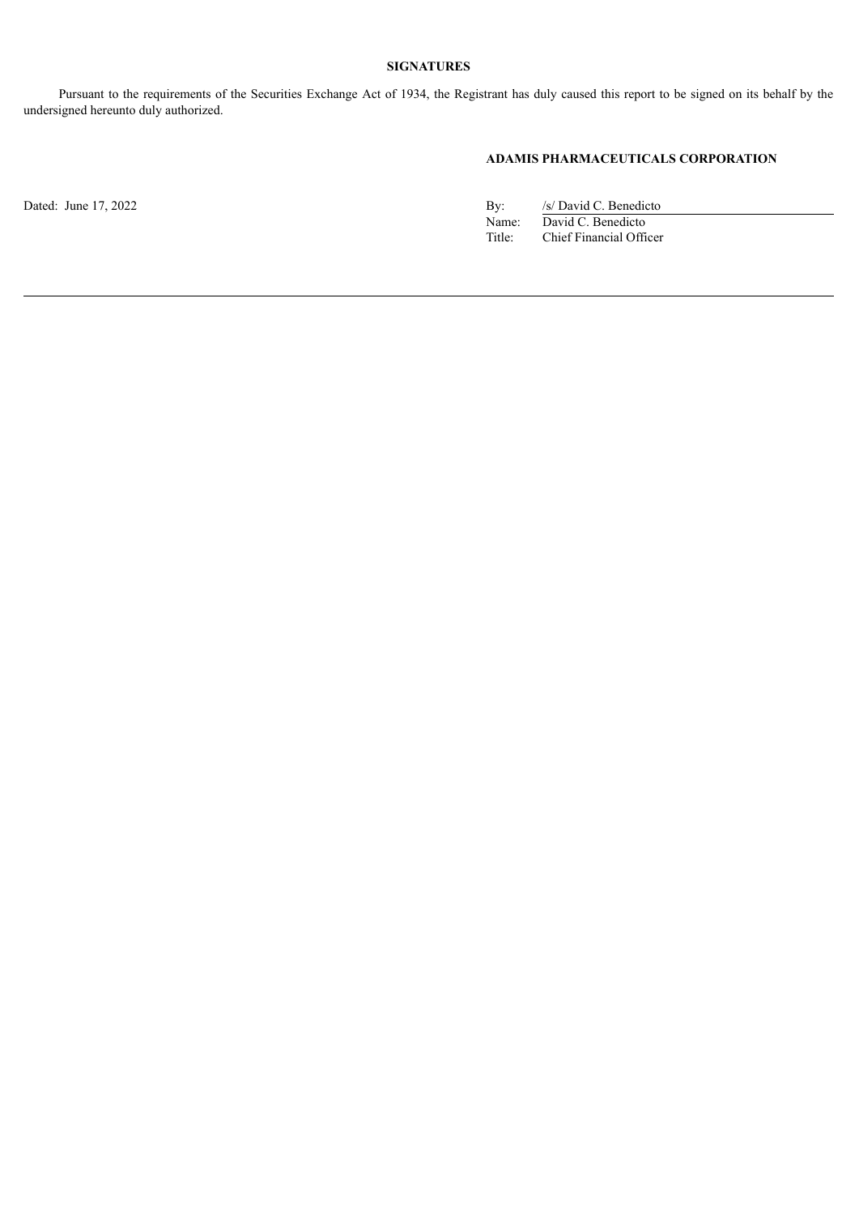## SIGNATURES

Pursuant to the requirements of the Securities Exchange Act of 1934, the Registrant has duly caused this report to be signed on its behalf by the undersigned hereunto duly authorized.

**ADAMIS PHARMACEUTICALS CORPORATION**

Dated: June 17, 2022

By: /s/ David C. Benedicto
Name: David C. Benedicto
Title: Chief Financial Officer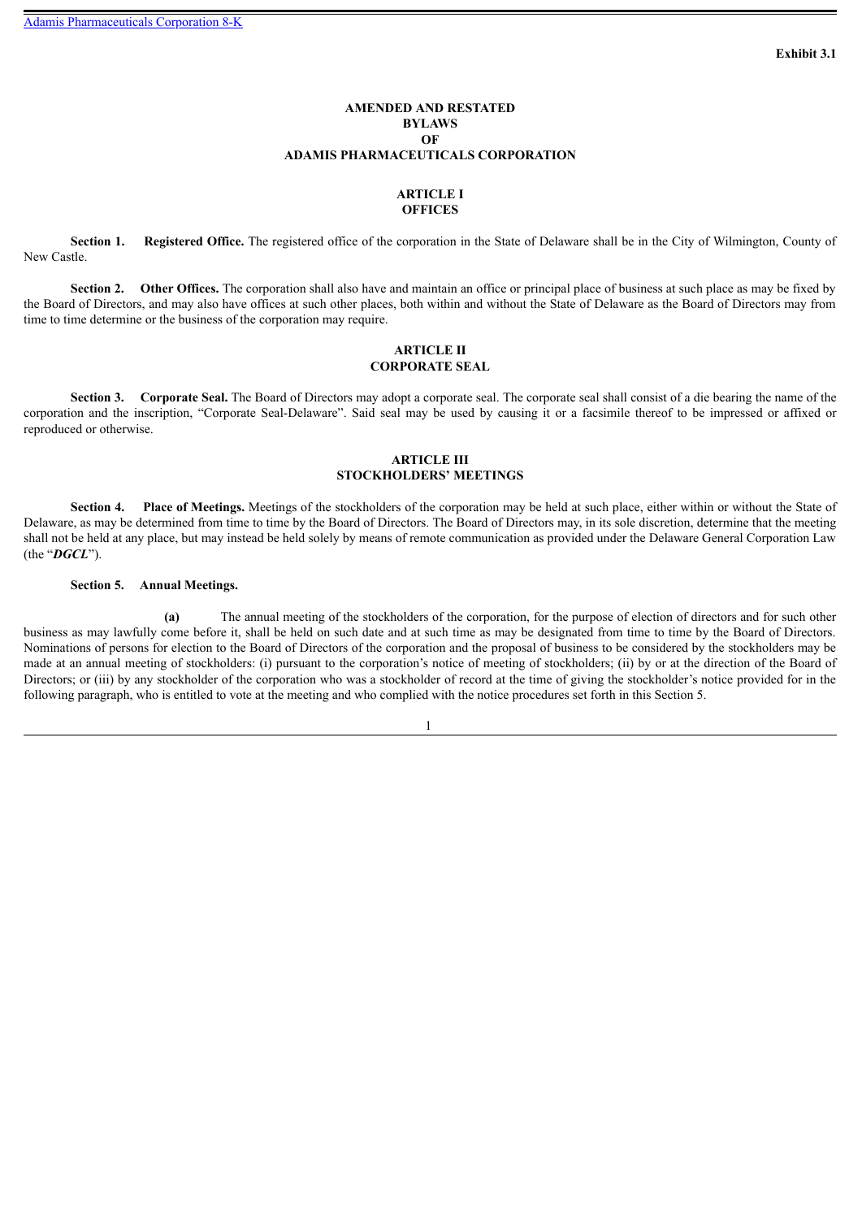Exhibit 3.1

**AMENDED AND RESTATED**
**BYLAWS**
**OF**
**ADAMIS PHARMACEUTICALS CORPORATION**

## ARTICLE I
## OFFICES

**Section 1. Registered Office.** The registered office of the corporation in the State of Delaware shall be in the City of Wilmington, County of New Castle.

**Section 2. Other Offices.** The corporation shall also have and maintain an office or principal place of business at such place as may be fixed by the Board of Directors, and may also have offices at such other places, both within and without the State of Delaware as the Board of Directors may from time to time determine or the business of the corporation may require.

## ARTICLE II
## CORPORATE SEAL

**Section 3. Corporate Seal.** The Board of Directors may adopt a corporate seal. The corporate seal shall consist of a die bearing the name of the corporation and the inscription, "Corporate Seal-Delaware". Said seal may be used by causing it or a facsimile thereof to be impressed or affixed or reproduced or otherwise.

## ARTICLE III
## STOCKHOLDERS' MEETINGS

**Section 4. Place of Meetings.** Meetings of the stockholders of the corporation may be held at such place, either within or without the State of Delaware, as may be determined from time to time by the Board of Directors. The Board of Directors may, in its sole discretion, determine that the meeting shall not be held at any place, but may instead be held solely by means of remote communication as provided under the Delaware General Corporation Law (the "***DGCL***").

**Section 5. Annual Meetings.**

**(a)** The annual meeting of the stockholders of the corporation, for the purpose of election of directors and for such other business as may lawfully come before it, shall be held on such date and at such time as may be designated from time to time by the Board of Directors. Nominations of persons for election to the Board of Directors of the corporation and the proposal of business to be considered by the stockholders may be made at an annual meeting of stockholders: (i) pursuant to the corporation's notice of meeting of stockholders; (ii) by or at the direction of the Board of Directors; or (iii) by any stockholder of the corporation who was a stockholder of record at the time of giving the stockholder's notice provided for in the following paragraph, who is entitled to vote at the meeting and who complied with the notice procedures set forth in this Section 5.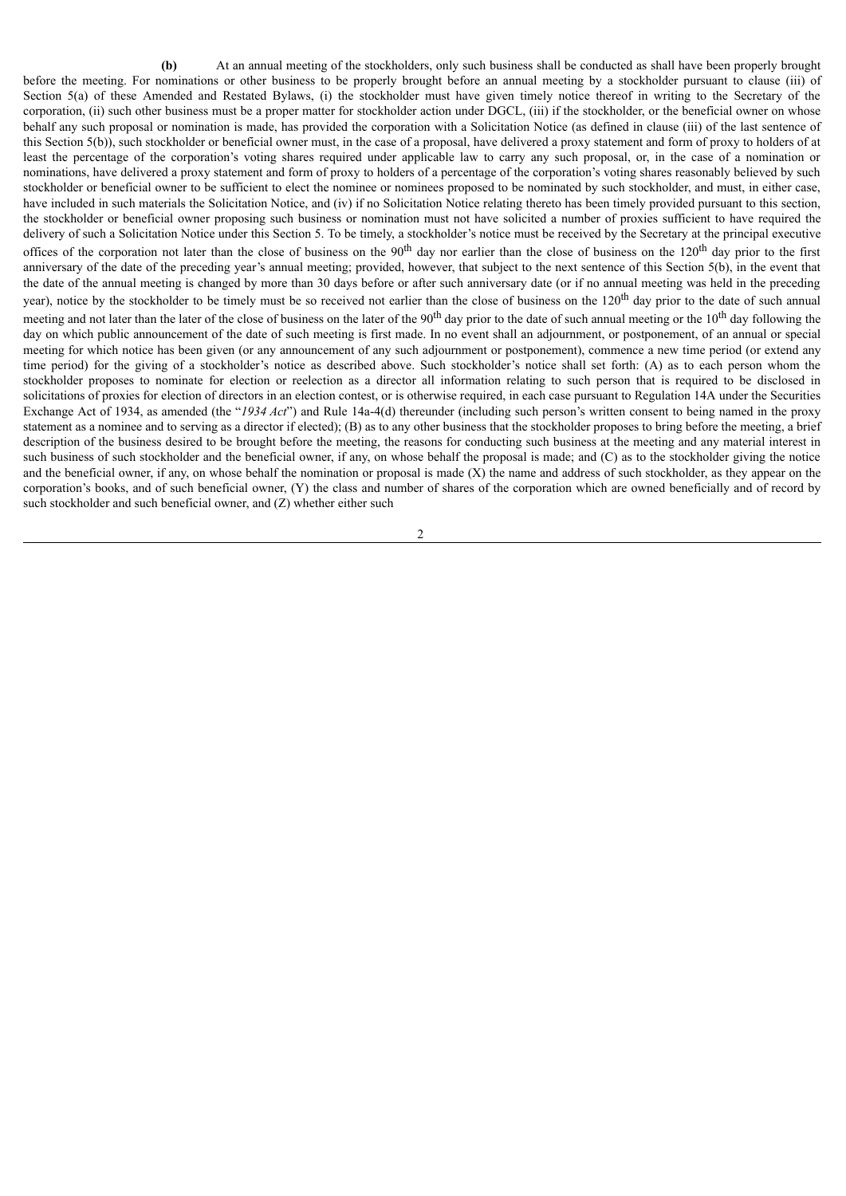**(b)** At an annual meeting of the stockholders, only such business shall be conducted as shall have been properly brought before the meeting. For nominations or other business to be properly brought before an annual meeting by a stockholder pursuant to clause (iii) of Section 5(a) of these Amended and Restated Bylaws, (i) the stockholder must have given timely notice thereof in writing to the Secretary of the corporation, (ii) such other business must be a proper matter for stockholder action under DGCL, (iii) if the stockholder, or the beneficial owner on whose behalf any such proposal or nomination is made, has provided the corporation with a Solicitation Notice (as defined in clause (iii) of the last sentence of this Section 5(b)), such stockholder or beneficial owner must, in the case of a proposal, have delivered a proxy statement and form of proxy to holders of at least the percentage of the corporation's voting shares required under applicable law to carry any such proposal, or, in the case of a nomination or nominations, have delivered a proxy statement and form of proxy to holders of a percentage of the corporation's voting shares reasonably believed by such stockholder or beneficial owner to be sufficient to elect the nominee or nominees proposed to be nominated by such stockholder, and must, in either case, have included in such materials the Solicitation Notice, and (iv) if no Solicitation Notice relating thereto has been timely provided pursuant to this section, the stockholder or beneficial owner proposing such business or nomination must not have solicited a number of proxies sufficient to have required the delivery of such a Solicitation Notice under this Section 5. To be timely, a stockholder's notice must be received by the Secretary at the principal executive offices of the corporation not later than the close of business on the 90th day nor earlier than the close of business on the 120th day prior to the first anniversary of the date of the preceding year's annual meeting; provided, however, that subject to the next sentence of this Section 5(b), in the event that the date of the annual meeting is changed by more than 30 days before or after such anniversary date (or if no annual meeting was held in the preceding year), notice by the stockholder to be timely must be so received not earlier than the close of business on the 120th day prior to the date of such annual meeting and not later than the later of the close of business on the later of the 90th day prior to the date of such annual meeting or the 10th day following the day on which public announcement of the date of such meeting is first made. In no event shall an adjournment, or postponement, of an annual or special meeting for which notice has been given (or any announcement of any such adjournment or postponement), commence a new time period (or extend any time period) for the giving of a stockholder's notice as described above. Such stockholder's notice shall set forth: (A) as to each person whom the stockholder proposes to nominate for election or reelection as a director all information relating to such person that is required to be disclosed in solicitations of proxies for election of directors in an election contest, or is otherwise required, in each case pursuant to Regulation 14A under the Securities Exchange Act of 1934, as amended (the "*1934 Act*") and Rule 14a-4(d) thereunder (including such person's written consent to being named in the proxy statement as a nominee and to serving as a director if elected); (B) as to any other business that the stockholder proposes to bring before the meeting, a brief description of the business desired to be brought before the meeting, the reasons for conducting such business at the meeting and any material interest in such business of such stockholder and the beneficial owner, if any, on whose behalf the proposal is made; and (C) as to the stockholder giving the notice and the beneficial owner, if any, on whose behalf the nomination or proposal is made (X) the name and address of such stockholder, as they appear on the corporation's books, and of such beneficial owner, (Y) the class and number of shares of the corporation which are owned beneficially and of record by such stockholder and such beneficial owner, and (Z) whether either such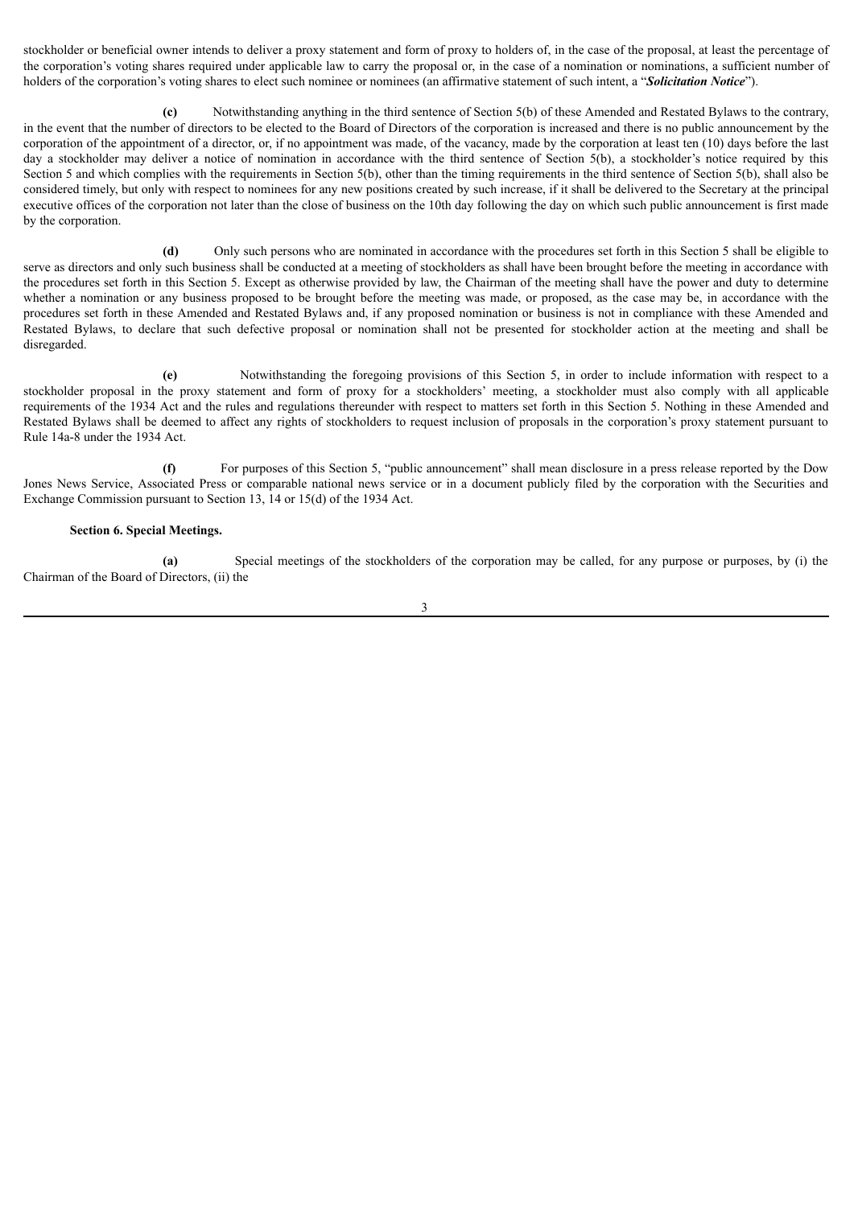stockholder or beneficial owner intends to deliver a proxy statement and form of proxy to holders of, in the case of the proposal, at least the percentage of the corporation's voting shares required under applicable law to carry the proposal or, in the case of a nomination or nominations, a sufficient number of holders of the corporation's voting shares to elect such nominee or nominees (an affirmative statement of such intent, a "***Solicitation Notice***").

**(c)** Notwithstanding anything in the third sentence of Section 5(b) of these Amended and Restated Bylaws to the contrary, in the event that the number of directors to be elected to the Board of Directors of the corporation is increased and there is no public announcement by the corporation of the appointment of a director, or, if no appointment was made, of the vacancy, made by the corporation at least ten (10) days before the last day a stockholder may deliver a notice of nomination in accordance with the third sentence of Section 5(b), a stockholder's notice required by this Section 5 and which complies with the requirements in Section 5(b), other than the timing requirements in the third sentence of Section 5(b), shall also be considered timely, but only with respect to nominees for any new positions created by such increase, if it shall be delivered to the Secretary at the principal executive offices of the corporation not later than the close of business on the 10th day following the day on which such public announcement is first made by the corporation.

**(d)** Only such persons who are nominated in accordance with the procedures set forth in this Section 5 shall be eligible to serve as directors and only such business shall be conducted at a meeting of stockholders as shall have been brought before the meeting in accordance with the procedures set forth in this Section 5. Except as otherwise provided by law, the Chairman of the meeting shall have the power and duty to determine whether a nomination or any business proposed to be brought before the meeting was made, or proposed, as the case may be, in accordance with the procedures set forth in these Amended and Restated Bylaws and, if any proposed nomination or business is not in compliance with these Amended and Restated Bylaws, to declare that such defective proposal or nomination shall not be presented for stockholder action at the meeting and shall be disregarded.

**(e)** Notwithstanding the foregoing provisions of this Section 5, in order to include information with respect to a stockholder proposal in the proxy statement and form of proxy for a stockholders' meeting, a stockholder must also comply with all applicable requirements of the 1934 Act and the rules and regulations thereunder with respect to matters set forth in this Section 5. Nothing in these Amended and Restated Bylaws shall be deemed to affect any rights of stockholders to request inclusion of proposals in the corporation's proxy statement pursuant to Rule 14a-8 under the 1934 Act.

**(f)** For purposes of this Section 5, "public announcement" shall mean disclosure in a press release reported by the Dow Jones News Service, Associated Press or comparable national news service or in a document publicly filed by the corporation with the Securities and Exchange Commission pursuant to Section 13, 14 or 15(d) of the 1934 Act.

**Section 6. Special Meetings.**

**(a)** Special meetings of the stockholders of the corporation may be called, for any purpose or purposes, by (i) the Chairman of the Board of Directors, (ii) the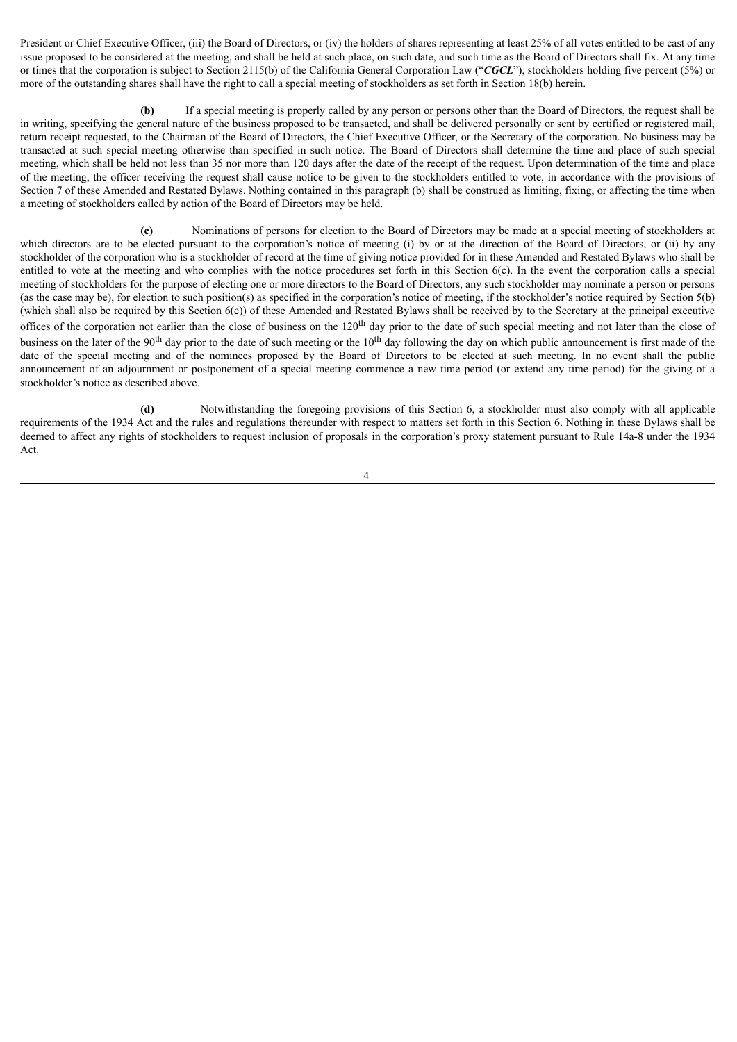President or Chief Executive Officer, (iii) the Board of Directors, or (iv) the holders of shares representing at least 25% of all votes entitled to be cast of any issue proposed to be considered at the meeting, and shall be held at such place, on such date, and such time as the Board of Directors shall fix. At any time or times that the corporation is subject to Section 2115(b) of the California General Corporation Law ("***CGCL***"), stockholders holding five percent (5%) or more of the outstanding shares shall have the right to call a special meeting of stockholders as set forth in Section 18(b) herein.

**(b)** If a special meeting is properly called by any person or persons other than the Board of Directors, the request shall be in writing, specifying the general nature of the business proposed to be transacted, and shall be delivered personally or sent by certified or registered mail, return receipt requested, to the Chairman of the Board of Directors, the Chief Executive Officer, or the Secretary of the corporation. No business may be transacted at such special meeting otherwise than specified in such notice. The Board of Directors shall determine the time and place of such special meeting, which shall be held not less than 35 nor more than 120 days after the date of the receipt of the request. Upon determination of the time and place of the meeting, the officer receiving the request shall cause notice to be given to the stockholders entitled to vote, in accordance with the provisions of Section 7 of these Amended and Restated Bylaws. Nothing contained in this paragraph (b) shall be construed as limiting, fixing, or affecting the time when a meeting of stockholders called by action of the Board of Directors may be held.

**(c)** Nominations of persons for election to the Board of Directors may be made at a special meeting of stockholders at which directors are to be elected pursuant to the corporation's notice of meeting (i) by or at the direction of the Board of Directors, or (ii) by any stockholder of the corporation who is a stockholder of record at the time of giving notice provided for in these Amended and Restated Bylaws who shall be entitled to vote at the meeting and who complies with the notice procedures set forth in this Section 6(c). In the event the corporation calls a special meeting of stockholders for the purpose of electing one or more directors to the Board of Directors, any such stockholder may nominate a person or persons (as the case may be), for election to such position(s) as specified in the corporation's notice of meeting, if the stockholder's notice required by Section 5(b) (which shall also be required by this Section 6(c)) of these Amended and Restated Bylaws shall be received by to the Secretary at the principal executive offices of the corporation not earlier than the close of business on the 120th day prior to the date of such special meeting and not later than the close of business on the later of the 90th day prior to the date of such meeting or the 10th day following the day on which public announcement is first made of the date of the special meeting and of the nominees proposed by the Board of Directors to be elected at such meeting. In no event shall the public announcement of an adjournment or postponement of a special meeting commence a new time period (or extend any time period) for the giving of a stockholder's notice as described above.

**(d)** Notwithstanding the foregoing provisions of this Section 6, a stockholder must also comply with all applicable requirements of the 1934 Act and the rules and regulations thereunder with respect to matters set forth in this Section 6. Nothing in these Bylaws shall be deemed to affect any rights of stockholders to request inclusion of proposals in the corporation's proxy statement pursuant to Rule 14a-8 under the 1934 Act.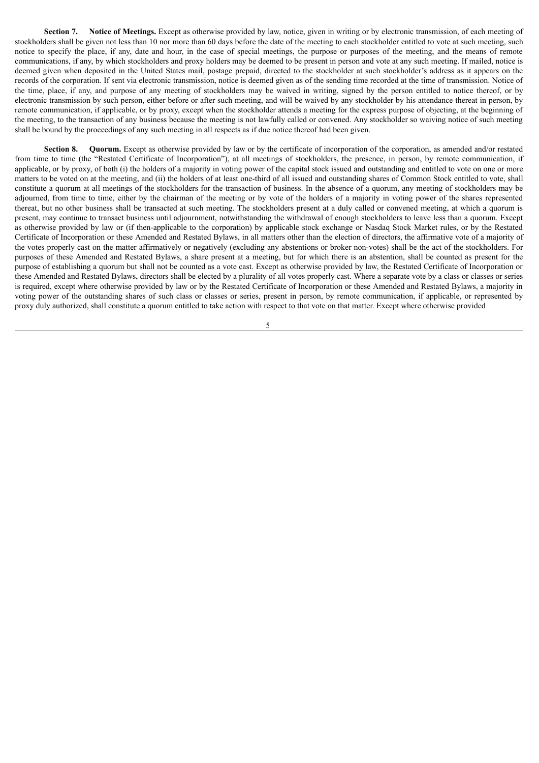**Section 7. Notice of Meetings.** Except as otherwise provided by law, notice, given in writing or by electronic transmission, of each meeting of stockholders shall be given not less than 10 nor more than 60 days before the date of the meeting to each stockholder entitled to vote at such meeting, such notice to specify the place, if any, date and hour, in the case of special meetings, the purpose or purposes of the meeting, and the means of remote communications, if any, by which stockholders and proxy holders may be deemed to be present in person and vote at any such meeting. If mailed, notice is deemed given when deposited in the United States mail, postage prepaid, directed to the stockholder at such stockholder's address as it appears on the records of the corporation. If sent via electronic transmission, notice is deemed given as of the sending time recorded at the time of transmission. Notice of the time, place, if any, and purpose of any meeting of stockholders may be waived in writing, signed by the person entitled to notice thereof, or by electronic transmission by such person, either before or after such meeting, and will be waived by any stockholder by his attendance thereat in person, by remote communication, if applicable, or by proxy, except when the stockholder attends a meeting for the express purpose of objecting, at the beginning of the meeting, to the transaction of any business because the meeting is not lawfully called or convened. Any stockholder so waiving notice of such meeting shall be bound by the proceedings of any such meeting in all respects as if due notice thereof had been given.

**Section 8. Quorum.** Except as otherwise provided by law or by the certificate of incorporation of the corporation, as amended and/or restated from time to time (the "Restated Certificate of Incorporation"), at all meetings of stockholders, the presence, in person, by remote communication, if applicable, or by proxy, of both (i) the holders of a majority in voting power of the capital stock issued and outstanding and entitled to vote on one or more matters to be voted on at the meeting, and (ii) the holders of at least one-third of all issued and outstanding shares of Common Stock entitled to vote, shall constitute a quorum at all meetings of the stockholders for the transaction of business. In the absence of a quorum, any meeting of stockholders may be adjourned, from time to time, either by the chairman of the meeting or by vote of the holders of a majority in voting power of the shares represented thereat, but no other business shall be transacted at such meeting. The stockholders present at a duly called or convened meeting, at which a quorum is present, may continue to transact business until adjournment, notwithstanding the withdrawal of enough stockholders to leave less than a quorum. Except as otherwise provided by law or (if then-applicable to the corporation) by applicable stock exchange or Nasdaq Stock Market rules, or by the Restated Certificate of Incorporation or these Amended and Restated Bylaws, in all matters other than the election of directors, the affirmative vote of a majority of the votes properly cast on the matter affirmatively or negatively (excluding any abstentions or broker non-votes) shall be the act of the stockholders. For purposes of these Amended and Restated Bylaws, a share present at a meeting, but for which there is an abstention, shall be counted as present for the purpose of establishing a quorum but shall not be counted as a vote cast. Except as otherwise provided by law, the Restated Certificate of Incorporation or these Amended and Restated Bylaws, directors shall be elected by a plurality of all votes properly cast. Where a separate vote by a class or classes or series is required, except where otherwise provided by law or by the Restated Certificate of Incorporation or these Amended and Restated Bylaws, a majority in voting power of the outstanding shares of such class or classes or series, present in person, by remote communication, if applicable, or represented by proxy duly authorized, shall constitute a quorum entitled to take action with respect to that vote on that matter. Except where otherwise provided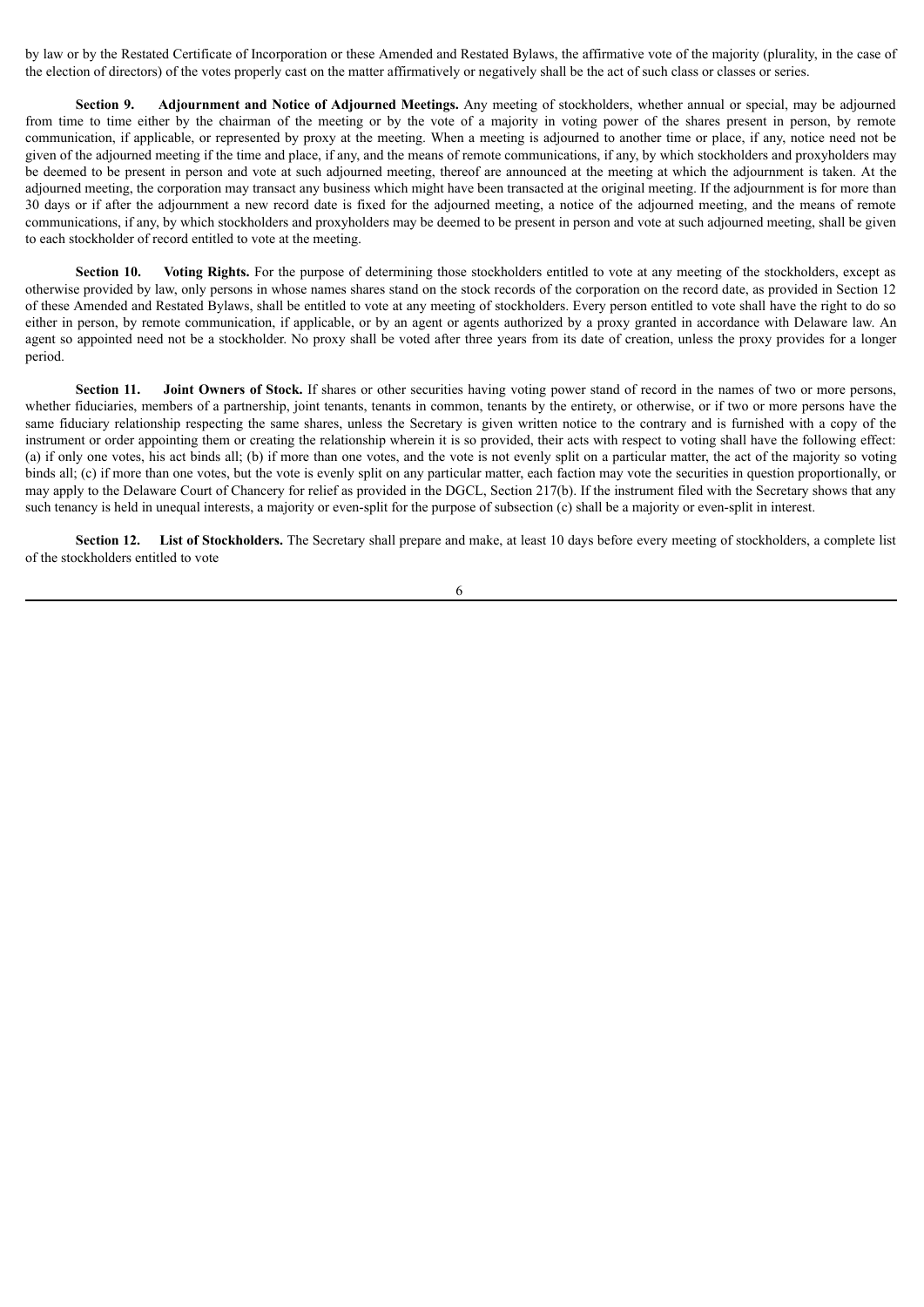by law or by the Restated Certificate of Incorporation or these Amended and Restated Bylaws, the affirmative vote of the majority (plurality, in the case of the election of directors) of the votes properly cast on the matter affirmatively or negatively shall be the act of such class or classes or series.

**Section 9. Adjournment and Notice of Adjourned Meetings.** Any meeting of stockholders, whether annual or special, may be adjourned from time to time either by the chairman of the meeting or by the vote of a majority in voting power of the shares present in person, by remote communication, if applicable, or represented by proxy at the meeting. When a meeting is adjourned to another time or place, if any, notice need not be given of the adjourned meeting if the time and place, if any, and the means of remote communications, if any, by which stockholders and proxyholders may be deemed to be present in person and vote at such adjourned meeting, thereof are announced at the meeting at which the adjournment is taken. At the adjourned meeting, the corporation may transact any business which might have been transacted at the original meeting. If the adjournment is for more than 30 days or if after the adjournment a new record date is fixed for the adjourned meeting, a notice of the adjourned meeting, and the means of remote communications, if any, by which stockholders and proxyholders may be deemed to be present in person and vote at such adjourned meeting, shall be given to each stockholder of record entitled to vote at the meeting.

**Section 10. Voting Rights.** For the purpose of determining those stockholders entitled to vote at any meeting of the stockholders, except as otherwise provided by law, only persons in whose names shares stand on the stock records of the corporation on the record date, as provided in Section 12 of these Amended and Restated Bylaws, shall be entitled to vote at any meeting of stockholders. Every person entitled to vote shall have the right to do so either in person, by remote communication, if applicable, or by an agent or agents authorized by a proxy granted in accordance with Delaware law. An agent so appointed need not be a stockholder. No proxy shall be voted after three years from its date of creation, unless the proxy provides for a longer period.

**Section 11. Joint Owners of Stock.** If shares or other securities having voting power stand of record in the names of two or more persons, whether fiduciaries, members of a partnership, joint tenants, tenants in common, tenants by the entirety, or otherwise, or if two or more persons have the same fiduciary relationship respecting the same shares, unless the Secretary is given written notice to the contrary and is furnished with a copy of the instrument or order appointing them or creating the relationship wherein it is so provided, their acts with respect to voting shall have the following effect: (a) if only one votes, his act binds all; (b) if more than one votes, and the vote is not evenly split on a particular matter, the act of the majority so voting binds all; (c) if more than one votes, but the vote is evenly split on any particular matter, each faction may vote the securities in question proportionally, or may apply to the Delaware Court of Chancery for relief as provided in the DGCL, Section 217(b). If the instrument filed with the Secretary shows that any such tenancy is held in unequal interests, a majority or even-split for the purpose of subsection (c) shall be a majority or even-split in interest.

**Section 12. List of Stockholders.** The Secretary shall prepare and make, at least 10 days before every meeting of stockholders, a complete list of the stockholders entitled to vote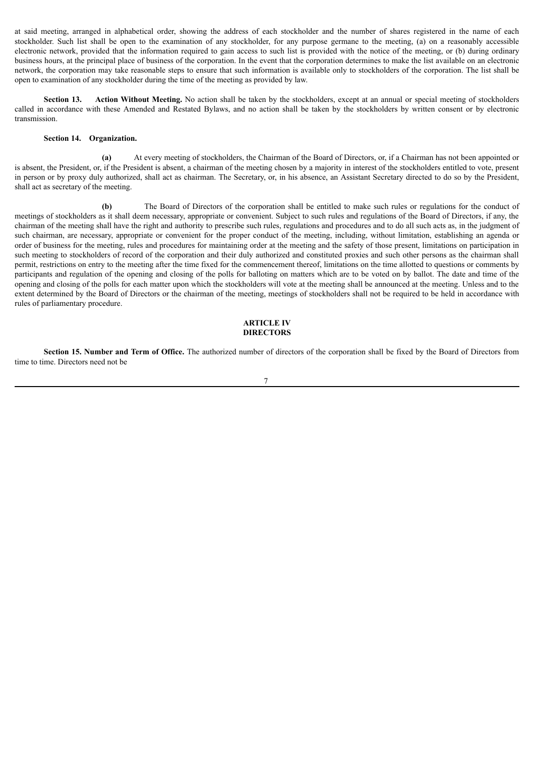at said meeting, arranged in alphabetical order, showing the address of each stockholder and the number of shares registered in the name of each stockholder. Such list shall be open to the examination of any stockholder, for any purpose germane to the meeting, (a) on a reasonably accessible electronic network, provided that the information required to gain access to such list is provided with the notice of the meeting, or (b) during ordinary business hours, at the principal place of business of the corporation. In the event that the corporation determines to make the list available on an electronic network, the corporation may take reasonable steps to ensure that such information is available only to stockholders of the corporation. The list shall be open to examination of any stockholder during the time of the meeting as provided by law.

**Section 13. Action Without Meeting.** No action shall be taken by the stockholders, except at an annual or special meeting of stockholders called in accordance with these Amended and Restated Bylaws, and no action shall be taken by the stockholders by written consent or by electronic transmission.

**Section 14. Organization.**

**(a)** At every meeting of stockholders, the Chairman of the Board of Directors, or, if a Chairman has not been appointed or is absent, the President, or, if the President is absent, a chairman of the meeting chosen by a majority in interest of the stockholders entitled to vote, present in person or by proxy duly authorized, shall act as chairman. The Secretary, or, in his absence, an Assistant Secretary directed to do so by the President, shall act as secretary of the meeting.

**(b)** The Board of Directors of the corporation shall be entitled to make such rules or regulations for the conduct of meetings of stockholders as it shall deem necessary, appropriate or convenient. Subject to such rules and regulations of the Board of Directors, if any, the chairman of the meeting shall have the right and authority to prescribe such rules, regulations and procedures and to do all such acts as, in the judgment of such chairman, are necessary, appropriate or convenient for the proper conduct of the meeting, including, without limitation, establishing an agenda or order of business for the meeting, rules and procedures for maintaining order at the meeting and the safety of those present, limitations on participation in such meeting to stockholders of record of the corporation and their duly authorized and constituted proxies and such other persons as the chairman shall permit, restrictions on entry to the meeting after the time fixed for the commencement thereof, limitations on the time allotted to questions or comments by participants and regulation of the opening and closing of the polls for balloting on matters which are to be voted on by ballot. The date and time of the opening and closing of the polls for each matter upon which the stockholders will vote at the meeting shall be announced at the meeting. Unless and to the extent determined by the Board of Directors or the chairman of the meeting, meetings of stockholders shall not be required to be held in accordance with rules of parliamentary procedure.

## ARTICLE IV
## DIRECTORS

**Section 15. Number and Term of Office.** The authorized number of directors of the corporation shall be fixed by the Board of Directors from time to time. Directors need not be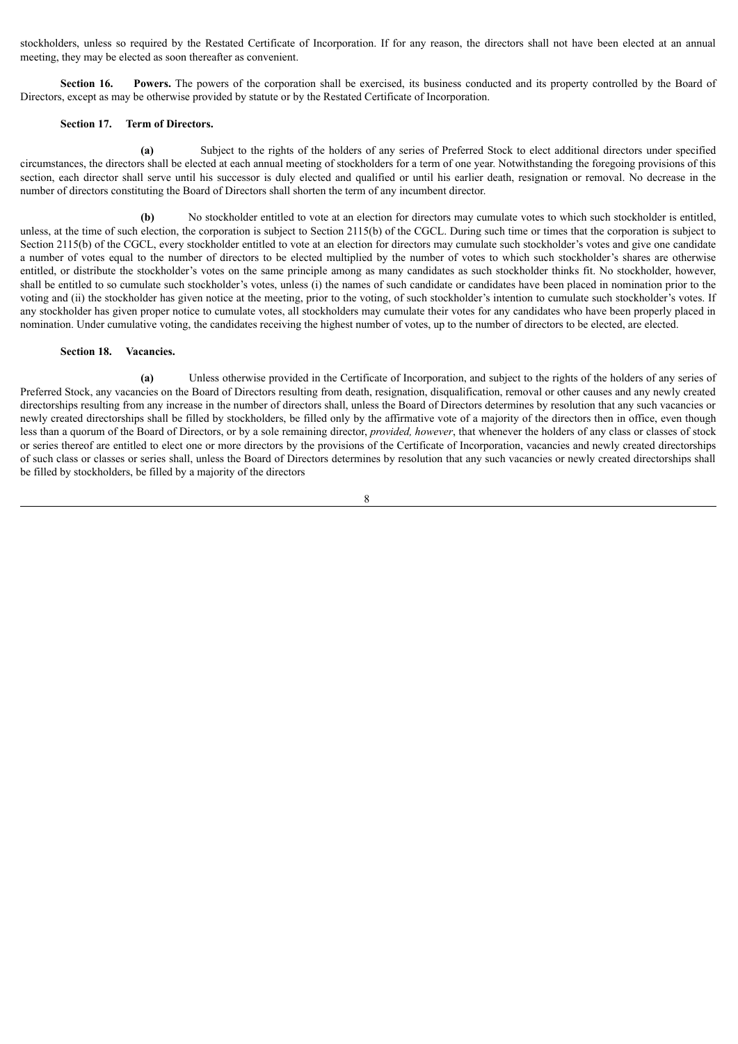stockholders, unless so required by the Restated Certificate of Incorporation. If for any reason, the directors shall not have been elected at an annual meeting, they may be elected as soon thereafter as convenient.

**Section 16. Powers.** The powers of the corporation shall be exercised, its business conducted and its property controlled by the Board of Directors, except as may be otherwise provided by statute or by the Restated Certificate of Incorporation.

**Section 17. Term of Directors.**

**(a)** Subject to the rights of the holders of any series of Preferred Stock to elect additional directors under specified circumstances, the directors shall be elected at each annual meeting of stockholders for a term of one year. Notwithstanding the foregoing provisions of this section, each director shall serve until his successor is duly elected and qualified or until his earlier death, resignation or removal. No decrease in the number of directors constituting the Board of Directors shall shorten the term of any incumbent director.

**(b)** No stockholder entitled to vote at an election for directors may cumulate votes to which such stockholder is entitled, unless, at the time of such election, the corporation is subject to Section 2115(b) of the CGCL. During such time or times that the corporation is subject to Section 2115(b) of the CGCL, every stockholder entitled to vote at an election for directors may cumulate such stockholder's votes and give one candidate a number of votes equal to the number of directors to be elected multiplied by the number of votes to which such stockholder's shares are otherwise entitled, or distribute the stockholder's votes on the same principle among as many candidates as such stockholder thinks fit. No stockholder, however, shall be entitled to so cumulate such stockholder's votes, unless (i) the names of such candidate or candidates have been placed in nomination prior to the voting and (ii) the stockholder has given notice at the meeting, prior to the voting, of such stockholder's intention to cumulate such stockholder's votes. If any stockholder has given proper notice to cumulate votes, all stockholders may cumulate their votes for any candidates who have been properly placed in nomination. Under cumulative voting, the candidates receiving the highest number of votes, up to the number of directors to be elected, are elected.

**Section 18. Vacancies.**

**(a)** Unless otherwise provided in the Certificate of Incorporation, and subject to the rights of the holders of any series of Preferred Stock, any vacancies on the Board of Directors resulting from death, resignation, disqualification, removal or other causes and any newly created directorships resulting from any increase in the number of directors shall, unless the Board of Directors determines by resolution that any such vacancies or newly created directorships shall be filled by stockholders, be filled only by the affirmative vote of a majority of the directors then in office, even though less than a quorum of the Board of Directors, or by a sole remaining director, *provided, however*, that whenever the holders of any class or classes of stock or series thereof are entitled to elect one or more directors by the provisions of the Certificate of Incorporation, vacancies and newly created directorships of such class or classes or series shall, unless the Board of Directors determines by resolution that any such vacancies or newly created directorships shall be filled by stockholders, be filled by a majority of the directors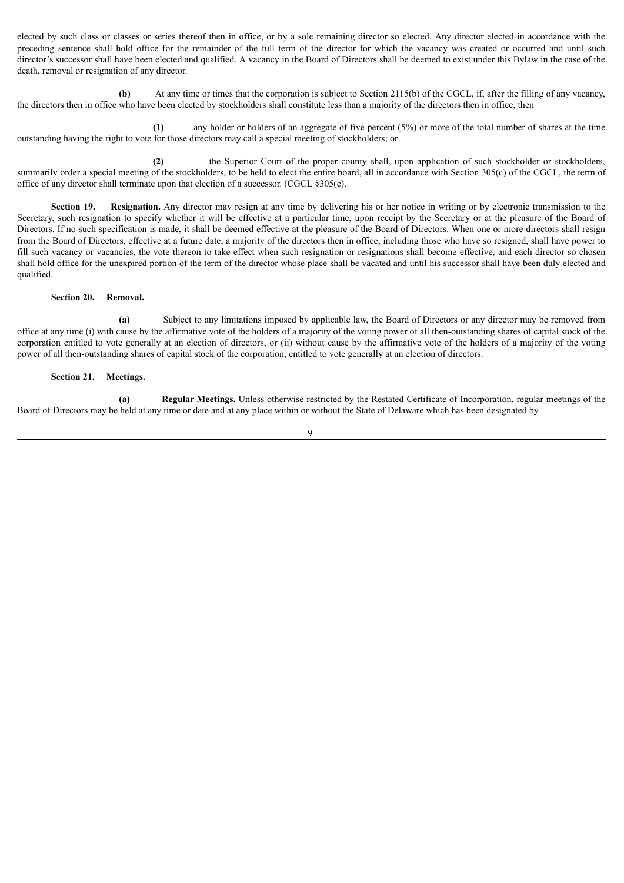elected by such class or classes or series thereof then in office, or by a sole remaining director so elected. Any director elected in accordance with the preceding sentence shall hold office for the remainder of the full term of the director for which the vacancy was created or occurred and until such director's successor shall have been elected and qualified. A vacancy in the Board of Directors shall be deemed to exist under this Bylaw in the case of the death, removal or resignation of any director.

**(b)** At any time or times that the corporation is subject to Section 2115(b) of the CGCL, if, after the filling of any vacancy, the directors then in office who have been elected by stockholders shall constitute less than a majority of the directors then in office, then

**(1)** any holder or holders of an aggregate of five percent (5%) or more of the total number of shares at the time outstanding having the right to vote for those directors may call a special meeting of stockholders; or

**(2)** the Superior Court of the proper county shall, upon application of such stockholder or stockholders, summarily order a special meeting of the stockholders, to be held to elect the entire board, all in accordance with Section 305(c) of the CGCL, the term of office of any director shall terminate upon that election of a successor. (CGCL §305(c).

**Section 19. Resignation.** Any director may resign at any time by delivering his or her notice in writing or by electronic transmission to the Secretary, such resignation to specify whether it will be effective at a particular time, upon receipt by the Secretary or at the pleasure of the Board of Directors. If no such specification is made, it shall be deemed effective at the pleasure of the Board of Directors. When one or more directors shall resign from the Board of Directors, effective at a future date, a majority of the directors then in office, including those who have so resigned, shall have power to fill such vacancy or vacancies, the vote thereon to take effect when such resignation or resignations shall become effective, and each director so chosen shall hold office for the unexpired portion of the term of the director whose place shall be vacated and until his successor shall have been duly elected and qualified.

**Section 20. Removal.**

**(a)** Subject to any limitations imposed by applicable law, the Board of Directors or any director may be removed from office at any time (i) with cause by the affirmative vote of the holders of a majority of the voting power of all then-outstanding shares of capital stock of the corporation entitled to vote generally at an election of directors, or (ii) without cause by the affirmative vote of the holders of a majority of the voting power of all then-outstanding shares of capital stock of the corporation, entitled to vote generally at an election of directors.

**Section 21. Meetings.**

**(a) Regular Meetings.** Unless otherwise restricted by the Restated Certificate of Incorporation, regular meetings of the Board of Directors may be held at any time or date and at any place within or without the State of Delaware which has been designated by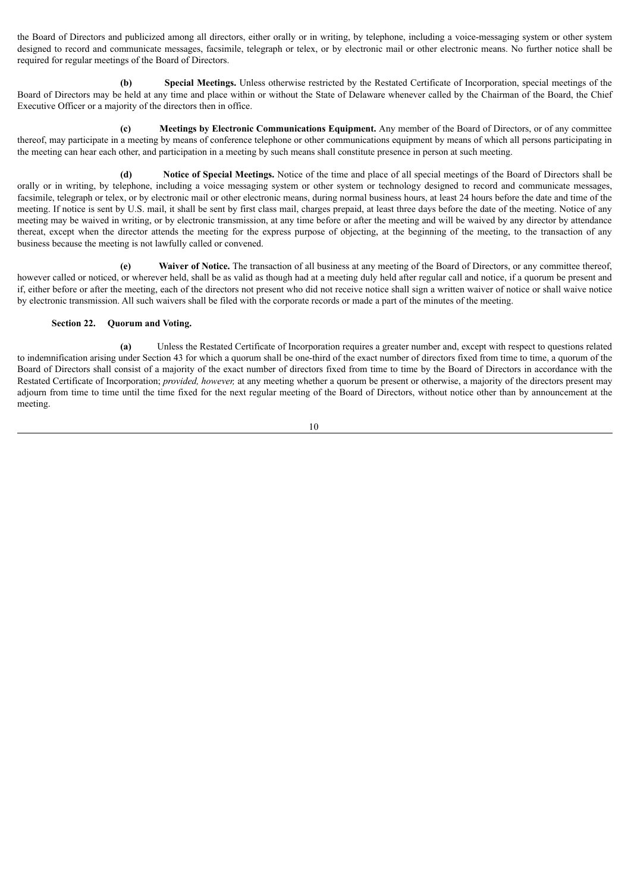the Board of Directors and publicized among all directors, either orally or in writing, by telephone, including a voice-messaging system or other system designed to record and communicate messages, facsimile, telegraph or telex, or by electronic mail or other electronic means. No further notice shall be required for regular meetings of the Board of Directors.

**(b) Special Meetings.** Unless otherwise restricted by the Restated Certificate of Incorporation, special meetings of the Board of Directors may be held at any time and place within or without the State of Delaware whenever called by the Chairman of the Board, the Chief Executive Officer or a majority of the directors then in office.

**(c) Meetings by Electronic Communications Equipment.** Any member of the Board of Directors, or of any committee thereof, may participate in a meeting by means of conference telephone or other communications equipment by means of which all persons participating in the meeting can hear each other, and participation in a meeting by such means shall constitute presence in person at such meeting.

**(d) Notice of Special Meetings.** Notice of the time and place of all special meetings of the Board of Directors shall be orally or in writing, by telephone, including a voice messaging system or other system or technology designed to record and communicate messages, facsimile, telegraph or telex, or by electronic mail or other electronic means, during normal business hours, at least 24 hours before the date and time of the meeting. If notice is sent by U.S. mail, it shall be sent by first class mail, charges prepaid, at least three days before the date of the meeting. Notice of any meeting may be waived in writing, or by electronic transmission, at any time before or after the meeting and will be waived by any director by attendance thereat, except when the director attends the meeting for the express purpose of objecting, at the beginning of the meeting, to the transaction of any business because the meeting is not lawfully called or convened.

**(e) Waiver of Notice.** The transaction of all business at any meeting of the Board of Directors, or any committee thereof, however called or noticed, or wherever held, shall be as valid as though had at a meeting duly held after regular call and notice, if a quorum be present and if, either before or after the meeting, each of the directors not present who did not receive notice shall sign a written waiver of notice or shall waive notice by electronic transmission. All such waivers shall be filed with the corporate records or made a part of the minutes of the meeting.

**Section 22. Quorum and Voting.**

**(a)** Unless the Restated Certificate of Incorporation requires a greater number and, except with respect to questions related to indemnification arising under Section 43 for which a quorum shall be one-third of the exact number of directors fixed from time to time, a quorum of the Board of Directors shall consist of a majority of the exact number of directors fixed from time to time by the Board of Directors in accordance with the Restated Certificate of Incorporation; *provided, however,* at any meeting whether a quorum be present or otherwise, a majority of the directors present may adjourn from time to time until the time fixed for the next regular meeting of the Board of Directors, without notice other than by announcement at the meeting.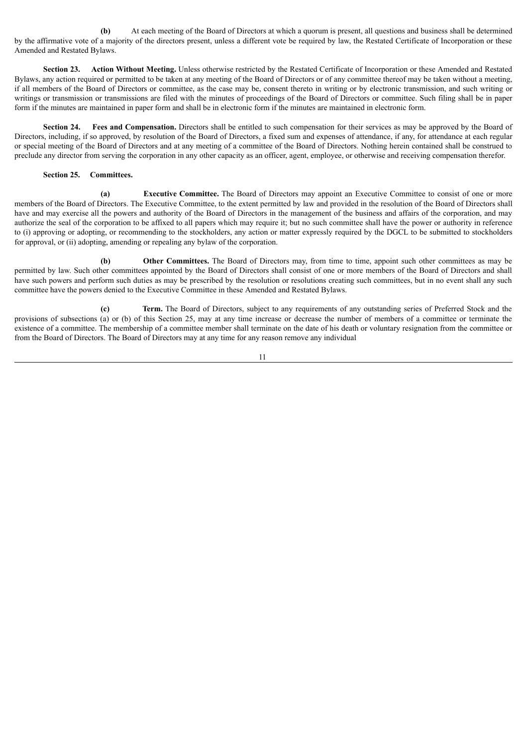**(b)** At each meeting of the Board of Directors at which a quorum is present, all questions and business shall be determined by the affirmative vote of a majority of the directors present, unless a different vote be required by law, the Restated Certificate of Incorporation or these Amended and Restated Bylaws.

**Section 23. Action Without Meeting.** Unless otherwise restricted by the Restated Certificate of Incorporation or these Amended and Restated Bylaws, any action required or permitted to be taken at any meeting of the Board of Directors or of any committee thereof may be taken without a meeting, if all members of the Board of Directors or committee, as the case may be, consent thereto in writing or by electronic transmission, and such writing or writings or transmission or transmissions are filed with the minutes of proceedings of the Board of Directors or committee. Such filing shall be in paper form if the minutes are maintained in paper form and shall be in electronic form if the minutes are maintained in electronic form.

**Section 24. Fees and Compensation.** Directors shall be entitled to such compensation for their services as may be approved by the Board of Directors, including, if so approved, by resolution of the Board of Directors, a fixed sum and expenses of attendance, if any, for attendance at each regular or special meeting of the Board of Directors and at any meeting of a committee of the Board of Directors. Nothing herein contained shall be construed to preclude any director from serving the corporation in any other capacity as an officer, agent, employee, or otherwise and receiving compensation therefor.

**Section 25. Committees.**

**(a) Executive Committee.** The Board of Directors may appoint an Executive Committee to consist of one or more members of the Board of Directors. The Executive Committee, to the extent permitted by law and provided in the resolution of the Board of Directors shall have and may exercise all the powers and authority of the Board of Directors in the management of the business and affairs of the corporation, and may authorize the seal of the corporation to be affixed to all papers which may require it; but no such committee shall have the power or authority in reference to (i) approving or adopting, or recommending to the stockholders, any action or matter expressly required by the DGCL to be submitted to stockholders for approval, or (ii) adopting, amending or repealing any bylaw of the corporation.

**(b) Other Committees.** The Board of Directors may, from time to time, appoint such other committees as may be permitted by law. Such other committees appointed by the Board of Directors shall consist of one or more members of the Board of Directors and shall have such powers and perform such duties as may be prescribed by the resolution or resolutions creating such committees, but in no event shall any such committee have the powers denied to the Executive Committee in these Amended and Restated Bylaws.

**(c) Term.** The Board of Directors, subject to any requirements of any outstanding series of Preferred Stock and the provisions of subsections (a) or (b) of this Section 25, may at any time increase or decrease the number of members of a committee or terminate the existence of a committee. The membership of a committee member shall terminate on the date of his death or voluntary resignation from the committee or from the Board of Directors. The Board of Directors may at any time for any reason remove any individual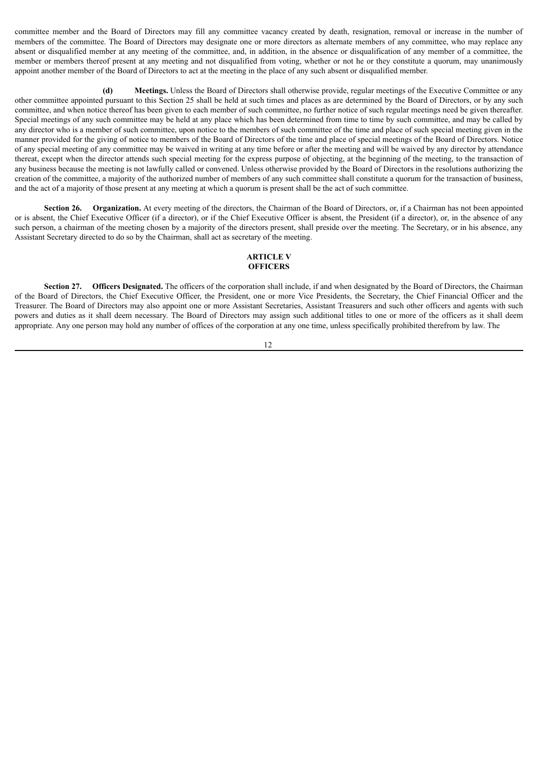committee member and the Board of Directors may fill any committee vacancy created by death, resignation, removal or increase in the number of members of the committee. The Board of Directors may designate one or more directors as alternate members of any committee, who may replace any absent or disqualified member at any meeting of the committee, and, in addition, in the absence or disqualification of any member of a committee, the member or members thereof present at any meeting and not disqualified from voting, whether or not he or they constitute a quorum, may unanimously appoint another member of the Board of Directors to act at the meeting in the place of any such absent or disqualified member.

**(d) Meetings.** Unless the Board of Directors shall otherwise provide, regular meetings of the Executive Committee or any other committee appointed pursuant to this Section 25 shall be held at such times and places as are determined by the Board of Directors, or by any such committee, and when notice thereof has been given to each member of such committee, no further notice of such regular meetings need be given thereafter. Special meetings of any such committee may be held at any place which has been determined from time to time by such committee, and may be called by any director who is a member of such committee, upon notice to the members of such committee of the time and place of such special meeting given in the manner provided for the giving of notice to members of the Board of Directors of the time and place of special meetings of the Board of Directors. Notice of any special meeting of any committee may be waived in writing at any time before or after the meeting and will be waived by any director by attendance thereat, except when the director attends such special meeting for the express purpose of objecting, at the beginning of the meeting, to the transaction of any business because the meeting is not lawfully called or convened. Unless otherwise provided by the Board of Directors in the resolutions authorizing the creation of the committee, a majority of the authorized number of members of any such committee shall constitute a quorum for the transaction of business, and the act of a majority of those present at any meeting at which a quorum is present shall be the act of such committee.

**Section 26. Organization.** At every meeting of the directors, the Chairman of the Board of Directors, or, if a Chairman has not been appointed or is absent, the Chief Executive Officer (if a director), or if the Chief Executive Officer is absent, the President (if a director), or, in the absence of any such person, a chairman of the meeting chosen by a majority of the directors present, shall preside over the meeting. The Secretary, or in his absence, any Assistant Secretary directed to do so by the Chairman, shall act as secretary of the meeting.

## ARTICLE V
## OFFICERS

**Section 27. Officers Designated.** The officers of the corporation shall include, if and when designated by the Board of Directors, the Chairman of the Board of Directors, the Chief Executive Officer, the President, one or more Vice Presidents, the Secretary, the Chief Financial Officer and the Treasurer. The Board of Directors may also appoint one or more Assistant Secretaries, Assistant Treasurers and such other officers and agents with such powers and duties as it shall deem necessary. The Board of Directors may assign such additional titles to one or more of the officers as it shall deem appropriate. Any one person may hold any number of offices of the corporation at any one time, unless specifically prohibited therefrom by law. The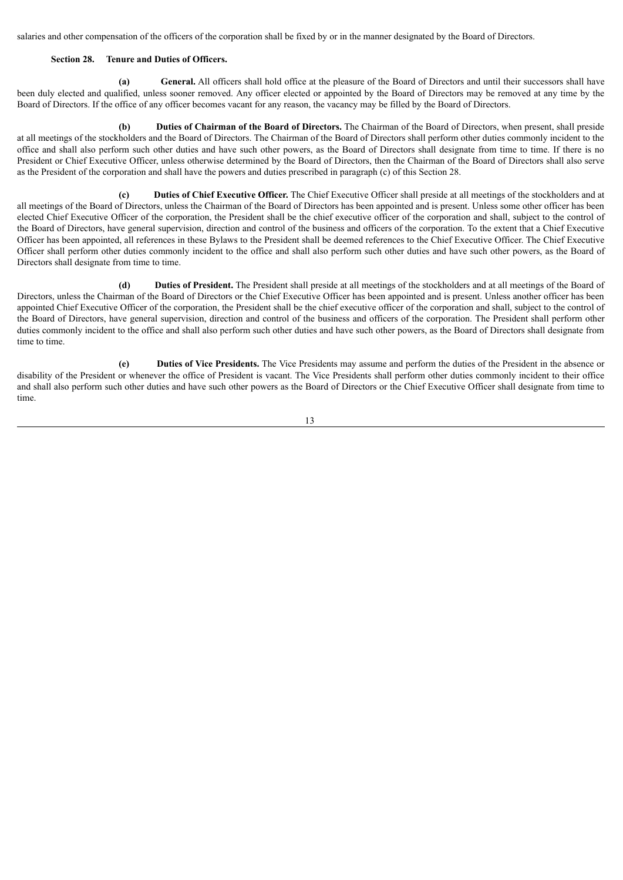salaries and other compensation of the officers of the corporation shall be fixed by or in the manner designated by the Board of Directors.

**Section 28. Tenure and Duties of Officers.**

**(a) General.** All officers shall hold office at the pleasure of the Board of Directors and until their successors shall have been duly elected and qualified, unless sooner removed. Any officer elected or appointed by the Board of Directors may be removed at any time by the Board of Directors. If the office of any officer becomes vacant for any reason, the vacancy may be filled by the Board of Directors.

**(b) Duties of Chairman of the Board of Directors.** The Chairman of the Board of Directors, when present, shall preside at all meetings of the stockholders and the Board of Directors. The Chairman of the Board of Directors shall perform other duties commonly incident to the office and shall also perform such other duties and have such other powers, as the Board of Directors shall designate from time to time. If there is no President or Chief Executive Officer, unless otherwise determined by the Board of Directors, then the Chairman of the Board of Directors shall also serve as the President of the corporation and shall have the powers and duties prescribed in paragraph (c) of this Section 28.

**(c) Duties of Chief Executive Officer.** The Chief Executive Officer shall preside at all meetings of the stockholders and at all meetings of the Board of Directors, unless the Chairman of the Board of Directors has been appointed and is present. Unless some other officer has been elected Chief Executive Officer of the corporation, the President shall be the chief executive officer of the corporation and shall, subject to the control of the Board of Directors, have general supervision, direction and control of the business and officers of the corporation. To the extent that a Chief Executive Officer has been appointed, all references in these Bylaws to the President shall be deemed references to the Chief Executive Officer. The Chief Executive Officer shall perform other duties commonly incident to the office and shall also perform such other duties and have such other powers, as the Board of Directors shall designate from time to time.

**(d) Duties of President.** The President shall preside at all meetings of the stockholders and at all meetings of the Board of Directors, unless the Chairman of the Board of Directors or the Chief Executive Officer has been appointed and is present. Unless another officer has been appointed Chief Executive Officer of the corporation, the President shall be the chief executive officer of the corporation and shall, subject to the control of the Board of Directors, have general supervision, direction and control of the business and officers of the corporation. The President shall perform other duties commonly incident to the office and shall also perform such other duties and have such other powers, as the Board of Directors shall designate from time to time.

**(e) Duties of Vice Presidents.** The Vice Presidents may assume and perform the duties of the President in the absence or disability of the President or whenever the office of President is vacant. The Vice Presidents shall perform other duties commonly incident to their office and shall also perform such other duties and have such other powers as the Board of Directors or the Chief Executive Officer shall designate from time to time.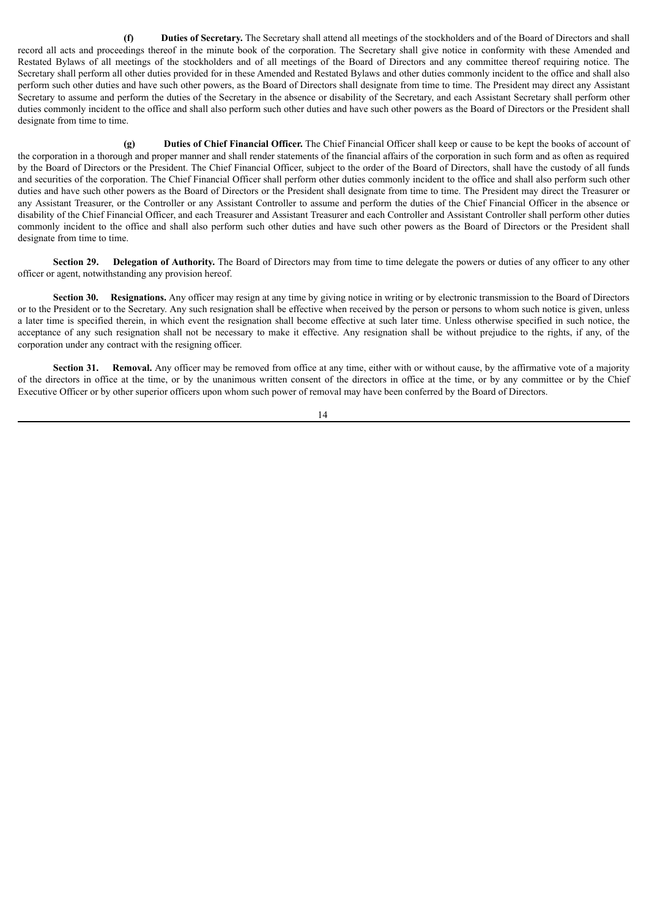**(f) Duties of Secretary.** The Secretary shall attend all meetings of the stockholders and of the Board of Directors and shall record all acts and proceedings thereof in the minute book of the corporation. The Secretary shall give notice in conformity with these Amended and Restated Bylaws of all meetings of the stockholders and of all meetings of the Board of Directors and any committee thereof requiring notice. The Secretary shall perform all other duties provided for in these Amended and Restated Bylaws and other duties commonly incident to the office and shall also perform such other duties and have such other powers, as the Board of Directors shall designate from time to time. The President may direct any Assistant Secretary to assume and perform the duties of the Secretary in the absence or disability of the Secretary, and each Assistant Secretary shall perform other duties commonly incident to the office and shall also perform such other duties and have such other powers as the Board of Directors or the President shall designate from time to time.

**(g) Duties of Chief Financial Officer.** The Chief Financial Officer shall keep or cause to be kept the books of account of the corporation in a thorough and proper manner and shall render statements of the financial affairs of the corporation in such form and as often as required by the Board of Directors or the President. The Chief Financial Officer, subject to the order of the Board of Directors, shall have the custody of all funds and securities of the corporation. The Chief Financial Officer shall perform other duties commonly incident to the office and shall also perform such other duties and have such other powers as the Board of Directors or the President shall designate from time to time. The President may direct the Treasurer or any Assistant Treasurer, or the Controller or any Assistant Controller to assume and perform the duties of the Chief Financial Officer in the absence or disability of the Chief Financial Officer, and each Treasurer and Assistant Treasurer and each Controller and Assistant Controller shall perform other duties commonly incident to the office and shall also perform such other duties and have such other powers as the Board of Directors or the President shall designate from time to time.

**Section 29. Delegation of Authority.** The Board of Directors may from time to time delegate the powers or duties of any officer to any other officer or agent, notwithstanding any provision hereof.

**Section 30. Resignations.** Any officer may resign at any time by giving notice in writing or by electronic transmission to the Board of Directors or to the President or to the Secretary. Any such resignation shall be effective when received by the person or persons to whom such notice is given, unless a later time is specified therein, in which event the resignation shall become effective at such later time. Unless otherwise specified in such notice, the acceptance of any such resignation shall not be necessary to make it effective. Any resignation shall be without prejudice to the rights, if any, of the corporation under any contract with the resigning officer.

**Section 31. Removal.** Any officer may be removed from office at any time, either with or without cause, by the affirmative vote of a majority of the directors in office at the time, or by the unanimous written consent of the directors in office at the time, or by any committee or by the Chief Executive Officer or by other superior officers upon whom such power of removal may have been conferred by the Board of Directors.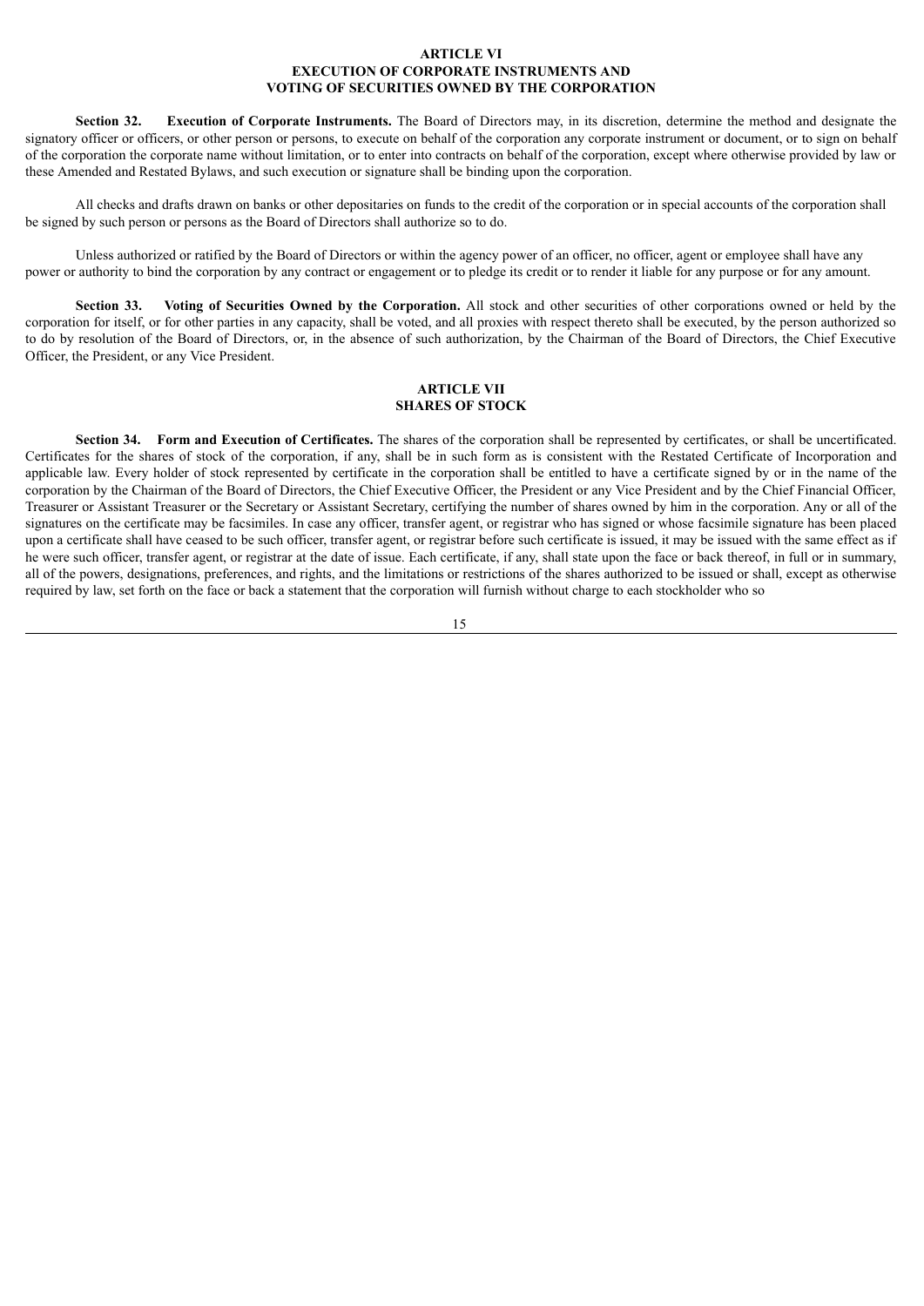## ARTICLE VI
## EXECUTION OF CORPORATE INSTRUMENTS AND VOTING OF SECURITIES OWNED BY THE CORPORATION

**Section 32. Execution of Corporate Instruments.** The Board of Directors may, in its discretion, determine the method and designate the signatory officer or officers, or other person or persons, to execute on behalf of the corporation any corporate instrument or document, or to sign on behalf of the corporation the corporate name without limitation, or to enter into contracts on behalf of the corporation, except where otherwise provided by law or these Amended and Restated Bylaws, and such execution or signature shall be binding upon the corporation.

All checks and drafts drawn on banks or other depositaries on funds to the credit of the corporation or in special accounts of the corporation shall be signed by such person or persons as the Board of Directors shall authorize so to do.

Unless authorized or ratified by the Board of Directors or within the agency power of an officer, no officer, agent or employee shall have any power or authority to bind the corporation by any contract or engagement or to pledge its credit or to render it liable for any purpose or for any amount.

**Section 33. Voting of Securities Owned by the Corporation.** All stock and other securities of other corporations owned or held by the corporation for itself, or for other parties in any capacity, shall be voted, and all proxies with respect thereto shall be executed, by the person authorized so to do by resolution of the Board of Directors, or, in the absence of such authorization, by the Chairman of the Board of Directors, the Chief Executive Officer, the President, or any Vice President.

## ARTICLE VII
## SHARES OF STOCK

**Section 34. Form and Execution of Certificates.** The shares of the corporation shall be represented by certificates, or shall be uncertificated. Certificates for the shares of stock of the corporation, if any, shall be in such form as is consistent with the Restated Certificate of Incorporation and applicable law. Every holder of stock represented by certificate in the corporation shall be entitled to have a certificate signed by or in the name of the corporation by the Chairman of the Board of Directors, the Chief Executive Officer, the President or any Vice President and by the Chief Financial Officer, Treasurer or Assistant Treasurer or the Secretary or Assistant Secretary, certifying the number of shares owned by him in the corporation. Any or all of the signatures on the certificate may be facsimiles. In case any officer, transfer agent, or registrar who has signed or whose facsimile signature has been placed upon a certificate shall have ceased to be such officer, transfer agent, or registrar before such certificate is issued, it may be issued with the same effect as if he were such officer, transfer agent, or registrar at the date of issue. Each certificate, if any, shall state upon the face or back thereof, in full or in summary, all of the powers, designations, preferences, and rights, and the limitations or restrictions of the shares authorized to be issued or shall, except as otherwise required by law, set forth on the face or back a statement that the corporation will furnish without charge to each stockholder who so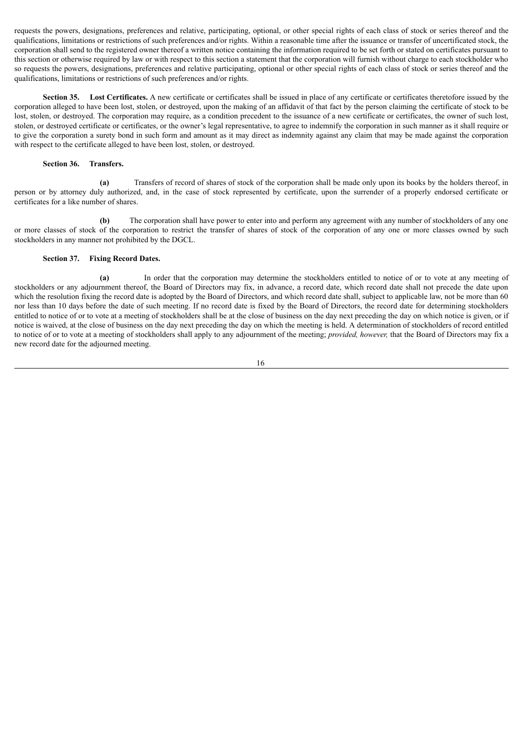requests the powers, designations, preferences and relative, participating, optional, or other special rights of each class of stock or series thereof and the qualifications, limitations or restrictions of such preferences and/or rights. Within a reasonable time after the issuance or transfer of uncertificated stock, the corporation shall send to the registered owner thereof a written notice containing the information required to be set forth or stated on certificates pursuant to this section or otherwise required by law or with respect to this section a statement that the corporation will furnish without charge to each stockholder who so requests the powers, designations, preferences and relative participating, optional or other special rights of each class of stock or series thereof and the qualifications, limitations or restrictions of such preferences and/or rights.

**Section 35. Lost Certificates.** A new certificate or certificates shall be issued in place of any certificate or certificates theretofore issued by the corporation alleged to have been lost, stolen, or destroyed, upon the making of an affidavit of that fact by the person claiming the certificate of stock to be lost, stolen, or destroyed. The corporation may require, as a condition precedent to the issuance of a new certificate or certificates, the owner of such lost, stolen, or destroyed certificate or certificates, or the owner's legal representative, to agree to indemnify the corporation in such manner as it shall require or to give the corporation a surety bond in such form and amount as it may direct as indemnity against any claim that may be made against the corporation with respect to the certificate alleged to have been lost, stolen, or destroyed.

**Section 36. Transfers.**

**(a)** Transfers of record of shares of stock of the corporation shall be made only upon its books by the holders thereof, in person or by attorney duly authorized, and, in the case of stock represented by certificate, upon the surrender of a properly endorsed certificate or certificates for a like number of shares.

**(b)** The corporation shall have power to enter into and perform any agreement with any number of stockholders of any one or more classes of stock of the corporation to restrict the transfer of shares of stock of the corporation of any one or more classes owned by such stockholders in any manner not prohibited by the DGCL.

**Section 37. Fixing Record Dates.**

**(a)** In order that the corporation may determine the stockholders entitled to notice of or to vote at any meeting of stockholders or any adjournment thereof, the Board of Directors may fix, in advance, a record date, which record date shall not precede the date upon which the resolution fixing the record date is adopted by the Board of Directors, and which record date shall, subject to applicable law, not be more than 60 nor less than 10 days before the date of such meeting. If no record date is fixed by the Board of Directors, the record date for determining stockholders entitled to notice of or to vote at a meeting of stockholders shall be at the close of business on the day next preceding the day on which notice is given, or if notice is waived, at the close of business on the day next preceding the day on which the meeting is held. A determination of stockholders of record entitled to notice of or to vote at a meeting of stockholders shall apply to any adjournment of the meeting; *provided, however,* that the Board of Directors may fix a new record date for the adjourned meeting.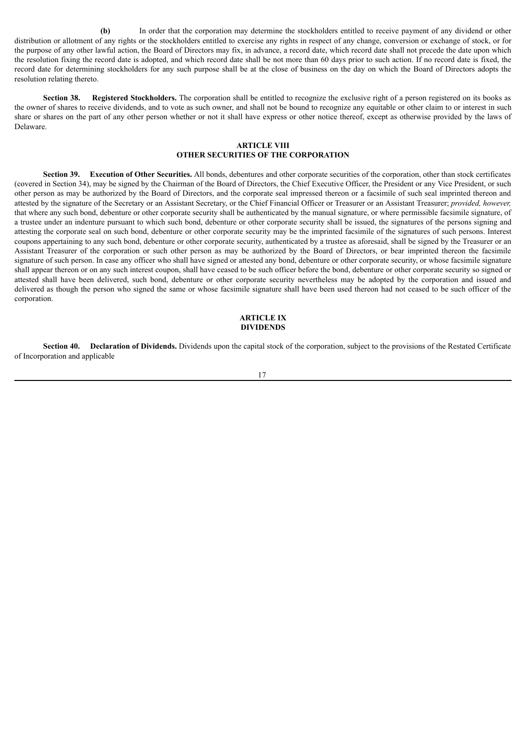**(b)** In order that the corporation may determine the stockholders entitled to receive payment of any dividend or other distribution or allotment of any rights or the stockholders entitled to exercise any rights in respect of any change, conversion or exchange of stock, or for the purpose of any other lawful action, the Board of Directors may fix, in advance, a record date, which record date shall not precede the date upon which the resolution fixing the record date is adopted, and which record date shall be not more than 60 days prior to such action. If no record date is fixed, the record date for determining stockholders for any such purpose shall be at the close of business on the day on which the Board of Directors adopts the resolution relating thereto.

**Section 38. Registered Stockholders.** The corporation shall be entitled to recognize the exclusive right of a person registered on its books as the owner of shares to receive dividends, and to vote as such owner, and shall not be bound to recognize any equitable or other claim to or interest in such share or shares on the part of any other person whether or not it shall have express or other notice thereof, except as otherwise provided by the laws of Delaware.

## ARTICLE VIII
## OTHER SECURITIES OF THE CORPORATION

**Section 39. Execution of Other Securities.** All bonds, debentures and other corporate securities of the corporation, other than stock certificates (covered in Section 34), may be signed by the Chairman of the Board of Directors, the Chief Executive Officer, the President or any Vice President, or such other person as may be authorized by the Board of Directors, and the corporate seal impressed thereon or a facsimile of such seal imprinted thereon and attested by the signature of the Secretary or an Assistant Secretary, or the Chief Financial Officer or Treasurer or an Assistant Treasurer; *provided, however,* that where any such bond, debenture or other corporate security shall be authenticated by the manual signature, or where permissible facsimile signature, of a trustee under an indenture pursuant to which such bond, debenture or other corporate security shall be issued, the signatures of the persons signing and attesting the corporate seal on such bond, debenture or other corporate security may be the imprinted facsimile of the signatures of such persons. Interest coupons appertaining to any such bond, debenture or other corporate security, authenticated by a trustee as aforesaid, shall be signed by the Treasurer or an Assistant Treasurer of the corporation or such other person as may be authorized by the Board of Directors, or bear imprinted thereon the facsimile signature of such person. In case any officer who shall have signed or attested any bond, debenture or other corporate security, or whose facsimile signature shall appear thereon or on any such interest coupon, shall have ceased to be such officer before the bond, debenture or other corporate security so signed or attested shall have been delivered, such bond, debenture or other corporate security nevertheless may be adopted by the corporation and issued and delivered as though the person who signed the same or whose facsimile signature shall have been used thereon had not ceased to be such officer of the corporation.

## ARTICLE IX
## DIVIDENDS

**Section 40. Declaration of Dividends.** Dividends upon the capital stock of the corporation, subject to the provisions of the Restated Certificate of Incorporation and applicable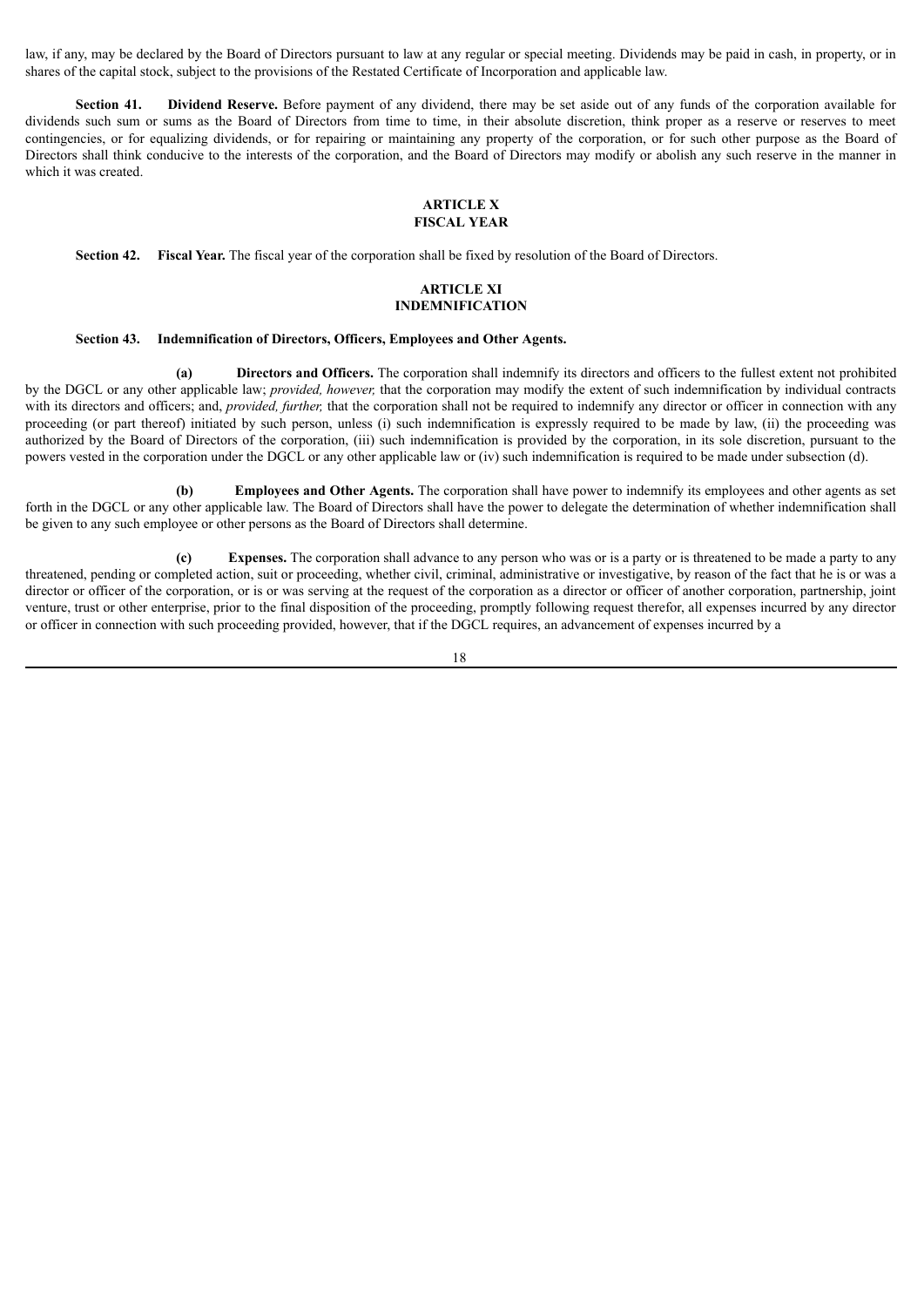law, if any, may be declared by the Board of Directors pursuant to law at any regular or special meeting. Dividends may be paid in cash, in property, or in shares of the capital stock, subject to the provisions of the Restated Certificate of Incorporation and applicable law.

**Section 41. Dividend Reserve.** Before payment of any dividend, there may be set aside out of any funds of the corporation available for dividends such sum or sums as the Board of Directors from time to time, in their absolute discretion, think proper as a reserve or reserves to meet contingencies, or for equalizing dividends, or for repairing or maintaining any property of the corporation, or for such other purpose as the Board of Directors shall think conducive to the interests of the corporation, and the Board of Directors may modify or abolish any such reserve in the manner in which it was created.

## ARTICLE X
## FISCAL YEAR

**Section 42. Fiscal Year.** The fiscal year of the corporation shall be fixed by resolution of the Board of Directors.

## ARTICLE XI
## INDEMNIFICATION

**Section 43. Indemnification of Directors, Officers, Employees and Other Agents.**

**(a) Directors and Officers.** The corporation shall indemnify its directors and officers to the fullest extent not prohibited by the DGCL or any other applicable law; *provided, however,* that the corporation may modify the extent of such indemnification by individual contracts with its directors and officers; and, *provided, further,* that the corporation shall not be required to indemnify any director or officer in connection with any proceeding (or part thereof) initiated by such person, unless (i) such indemnification is expressly required to be made by law, (ii) the proceeding was authorized by the Board of Directors of the corporation, (iii) such indemnification is provided by the corporation, in its sole discretion, pursuant to the powers vested in the corporation under the DGCL or any other applicable law or (iv) such indemnification is required to be made under subsection (d).

**(b) Employees and Other Agents.** The corporation shall have power to indemnify its employees and other agents as set forth in the DGCL or any other applicable law. The Board of Directors shall have the power to delegate the determination of whether indemnification shall be given to any such employee or other persons as the Board of Directors shall determine.

**(c) Expenses.** The corporation shall advance to any person who was or is a party or is threatened to be made a party to any threatened, pending or completed action, suit or proceeding, whether civil, criminal, administrative or investigative, by reason of the fact that he is or was a director or officer of the corporation, or is or was serving at the request of the corporation as a director or officer of another corporation, partnership, joint venture, trust or other enterprise, prior to the final disposition of the proceeding, promptly following request therefor, all expenses incurred by any director or officer in connection with such proceeding provided, however, that if the DGCL requires, an advancement of expenses incurred by a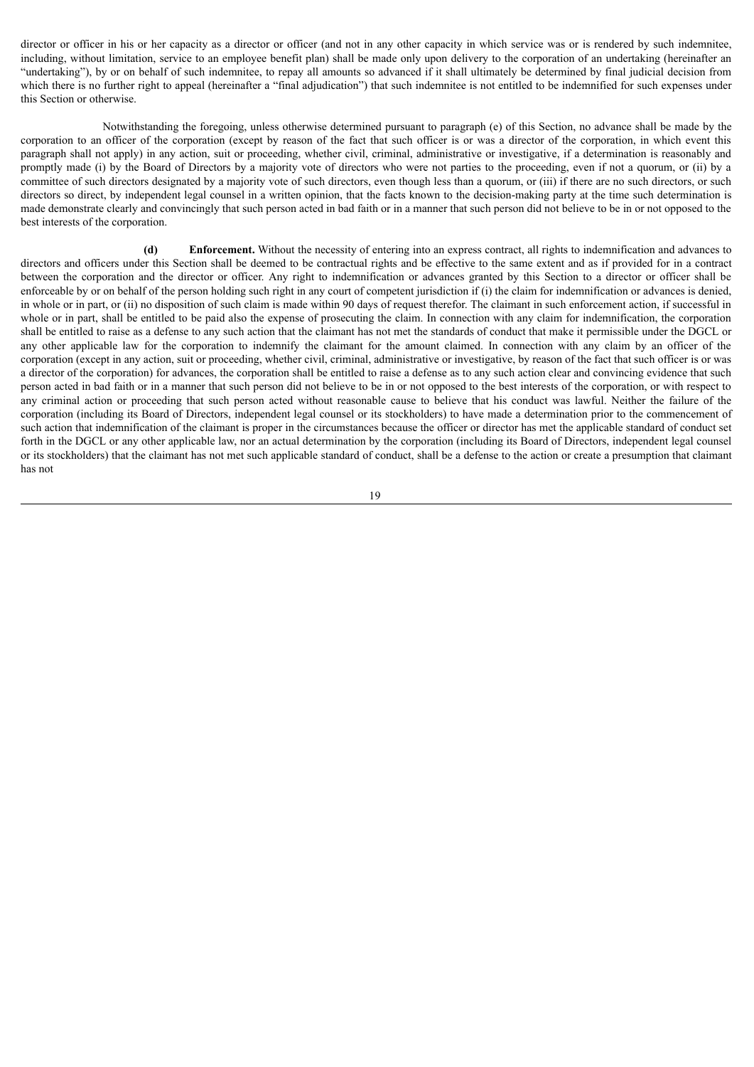director or officer in his or her capacity as a director or officer (and not in any other capacity in which service was or is rendered by such indemnitee, including, without limitation, service to an employee benefit plan) shall be made only upon delivery to the corporation of an undertaking (hereinafter an "undertaking"), by or on behalf of such indemnitee, to repay all amounts so advanced if it shall ultimately be determined by final judicial decision from which there is no further right to appeal (hereinafter a "final adjudication") that such indemnitee is not entitled to be indemnified for such expenses under this Section or otherwise.

Notwithstanding the foregoing, unless otherwise determined pursuant to paragraph (e) of this Section, no advance shall be made by the corporation to an officer of the corporation (except by reason of the fact that such officer is or was a director of the corporation, in which event this paragraph shall not apply) in any action, suit or proceeding, whether civil, criminal, administrative or investigative, if a determination is reasonably and promptly made (i) by the Board of Directors by a majority vote of directors who were not parties to the proceeding, even if not a quorum, or (ii) by a committee of such directors designated by a majority vote of such directors, even though less than a quorum, or (iii) if there are no such directors, or such directors so direct, by independent legal counsel in a written opinion, that the facts known to the decision-making party at the time such determination is made demonstrate clearly and convincingly that such person acted in bad faith or in a manner that such person did not believe to be in or not opposed to the best interests of the corporation.

**(d) Enforcement.** Without the necessity of entering into an express contract, all rights to indemnification and advances to directors and officers under this Section shall be deemed to be contractual rights and be effective to the same extent and as if provided for in a contract between the corporation and the director or officer. Any right to indemnification or advances granted by this Section to a director or officer shall be enforceable by or on behalf of the person holding such right in any court of competent jurisdiction if (i) the claim for indemnification or advances is denied, in whole or in part, or (ii) no disposition of such claim is made within 90 days of request therefor. The claimant in such enforcement action, if successful in whole or in part, shall be entitled to be paid also the expense of prosecuting the claim. In connection with any claim for indemnification, the corporation shall be entitled to raise as a defense to any such action that the claimant has not met the standards of conduct that make it permissible under the DGCL or any other applicable law for the corporation to indemnify the claimant for the amount claimed. In connection with any claim by an officer of the corporation (except in any action, suit or proceeding, whether civil, criminal, administrative or investigative, by reason of the fact that such officer is or was a director of the corporation) for advances, the corporation shall be entitled to raise a defense as to any such action clear and convincing evidence that such person acted in bad faith or in a manner that such person did not believe to be in or not opposed to the best interests of the corporation, or with respect to any criminal action or proceeding that such person acted without reasonable cause to believe that his conduct was lawful. Neither the failure of the corporation (including its Board of Directors, independent legal counsel or its stockholders) to have made a determination prior to the commencement of such action that indemnification of the claimant is proper in the circumstances because the officer or director has met the applicable standard of conduct set forth in the DGCL or any other applicable law, nor an actual determination by the corporation (including its Board of Directors, independent legal counsel or its stockholders) that the claimant has not met such applicable standard of conduct, shall be a defense to the action or create a presumption that claimant has not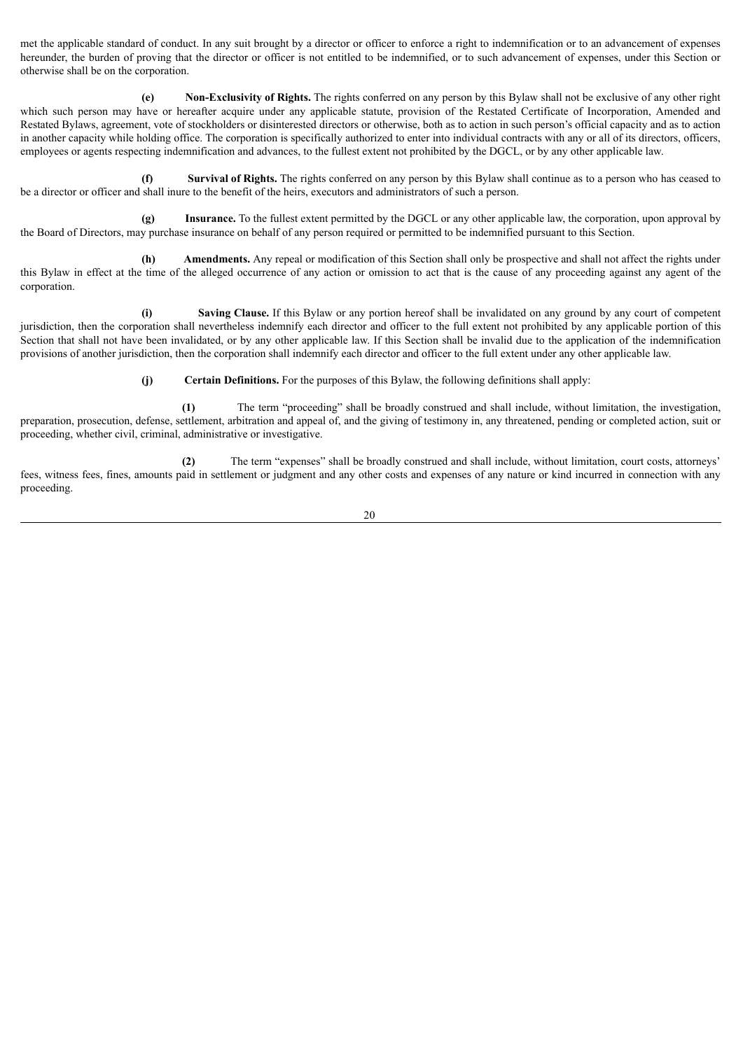met the applicable standard of conduct. In any suit brought by a director or officer to enforce a right to indemnification or to an advancement of expenses hereunder, the burden of proving that the director or officer is not entitled to be indemnified, or to such advancement of expenses, under this Section or otherwise shall be on the corporation.

**(e) Non-Exclusivity of Rights.** The rights conferred on any person by this Bylaw shall not be exclusive of any other right which such person may have or hereafter acquire under any applicable statute, provision of the Restated Certificate of Incorporation, Amended and Restated Bylaws, agreement, vote of stockholders or disinterested directors or otherwise, both as to action in such person's official capacity and as to action in another capacity while holding office. The corporation is specifically authorized to enter into individual contracts with any or all of its directors, officers, employees or agents respecting indemnification and advances, to the fullest extent not prohibited by the DGCL, or by any other applicable law.

**(f) Survival of Rights.** The rights conferred on any person by this Bylaw shall continue as to a person who has ceased to be a director or officer and shall inure to the benefit of the heirs, executors and administrators of such a person.

**(g) Insurance.** To the fullest extent permitted by the DGCL or any other applicable law, the corporation, upon approval by the Board of Directors, may purchase insurance on behalf of any person required or permitted to be indemnified pursuant to this Section.

**(h) Amendments.** Any repeal or modification of this Section shall only be prospective and shall not affect the rights under this Bylaw in effect at the time of the alleged occurrence of any action or omission to act that is the cause of any proceeding against any agent of the corporation.

**(i) Saving Clause.** If this Bylaw or any portion hereof shall be invalidated on any ground by any court of competent jurisdiction, then the corporation shall nevertheless indemnify each director and officer to the full extent not prohibited by any applicable portion of this Section that shall not have been invalidated, or by any other applicable law. If this Section shall be invalid due to the application of the indemnification provisions of another jurisdiction, then the corporation shall indemnify each director and officer to the full extent under any other applicable law.

**(j) Certain Definitions.** For the purposes of this Bylaw, the following definitions shall apply:

**(1)** The term "proceeding" shall be broadly construed and shall include, without limitation, the investigation, preparation, prosecution, defense, settlement, arbitration and appeal of, and the giving of testimony in, any threatened, pending or completed action, suit or proceeding, whether civil, criminal, administrative or investigative.

**(2)** The term "expenses" shall be broadly construed and shall include, without limitation, court costs, attorneys' fees, witness fees, fines, amounts paid in settlement or judgment and any other costs and expenses of any nature or kind incurred in connection with any proceeding.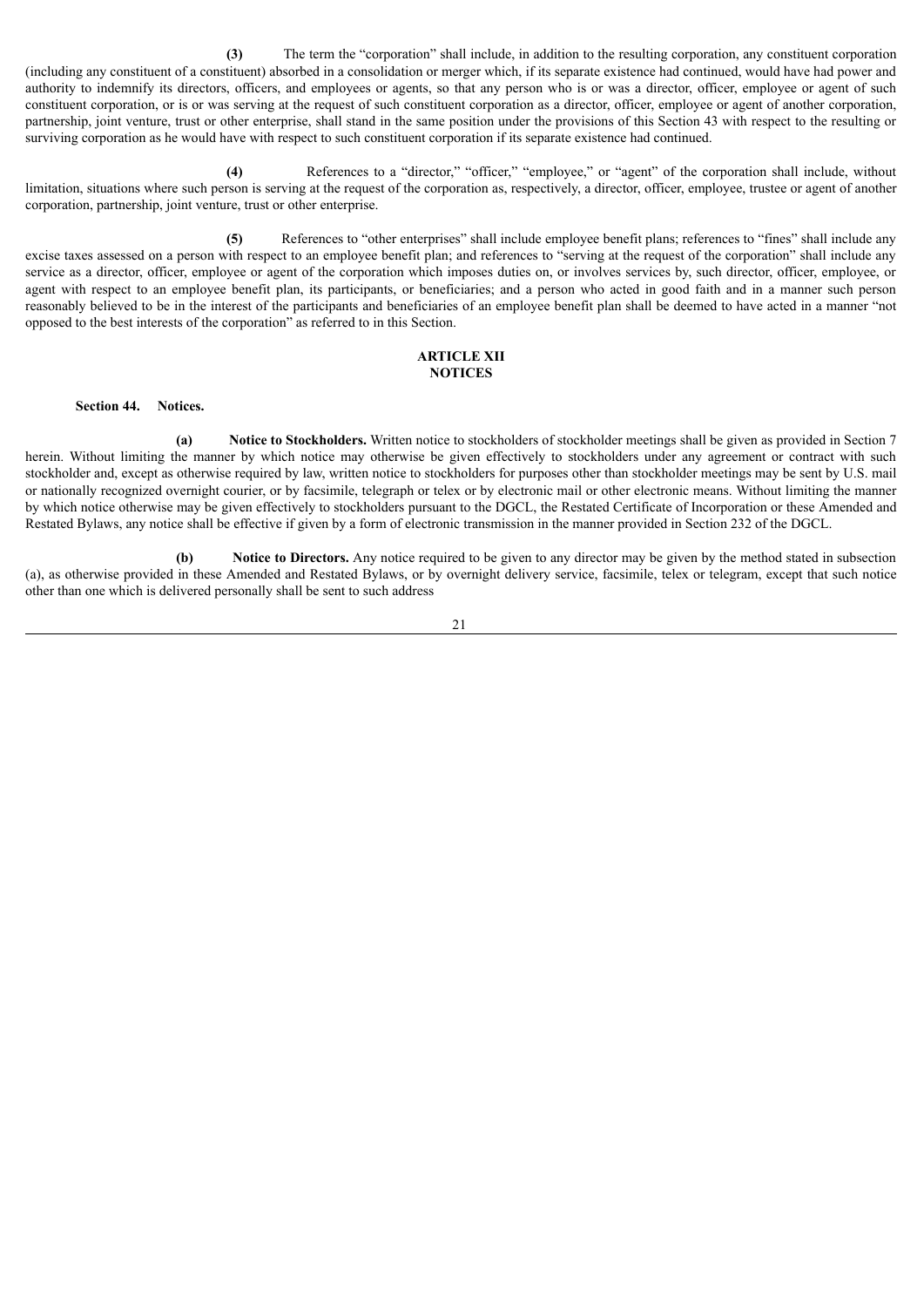**(3)** The term the "corporation" shall include, in addition to the resulting corporation, any constituent corporation (including any constituent of a constituent) absorbed in a consolidation or merger which, if its separate existence had continued, would have had power and authority to indemnify its directors, officers, and employees or agents, so that any person who is or was a director, officer, employee or agent of such constituent corporation, or is or was serving at the request of such constituent corporation as a director, officer, employee or agent of another corporation, partnership, joint venture, trust or other enterprise, shall stand in the same position under the provisions of this Section 43 with respect to the resulting or surviving corporation as he would have with respect to such constituent corporation if its separate existence had continued.

**(4)** References to a "director," "officer," "employee," or "agent" of the corporation shall include, without limitation, situations where such person is serving at the request of the corporation as, respectively, a director, officer, employee, trustee or agent of another corporation, partnership, joint venture, trust or other enterprise.

**(5)** References to "other enterprises" shall include employee benefit plans; references to "fines" shall include any excise taxes assessed on a person with respect to an employee benefit plan; and references to "serving at the request of the corporation" shall include any service as a director, officer, employee or agent of the corporation which imposes duties on, or involves services by, such director, officer, employee, or agent with respect to an employee benefit plan, its participants, or beneficiaries; and a person who acted in good faith and in a manner such person reasonably believed to be in the interest of the participants and beneficiaries of an employee benefit plan shall be deemed to have acted in a manner "not opposed to the best interests of the corporation" as referred to in this Section.

## ARTICLE XII
## NOTICES

**Section 44. Notices.**

**(a) Notice to Stockholders.** Written notice to stockholders of stockholder meetings shall be given as provided in Section 7 herein. Without limiting the manner by which notice may otherwise be given effectively to stockholders under any agreement or contract with such stockholder and, except as otherwise required by law, written notice to stockholders for purposes other than stockholder meetings may be sent by U.S. mail or nationally recognized overnight courier, or by facsimile, telegraph or telex or by electronic mail or other electronic means. Without limiting the manner by which notice otherwise may be given effectively to stockholders pursuant to the DGCL, the Restated Certificate of Incorporation or these Amended and Restated Bylaws, any notice shall be effective if given by a form of electronic transmission in the manner provided in Section 232 of the DGCL.

**(b) Notice to Directors.** Any notice required to be given to any director may be given by the method stated in subsection (a), as otherwise provided in these Amended and Restated Bylaws, or by overnight delivery service, facsimile, telex or telegram, except that such notice other than one which is delivered personally shall be sent to such address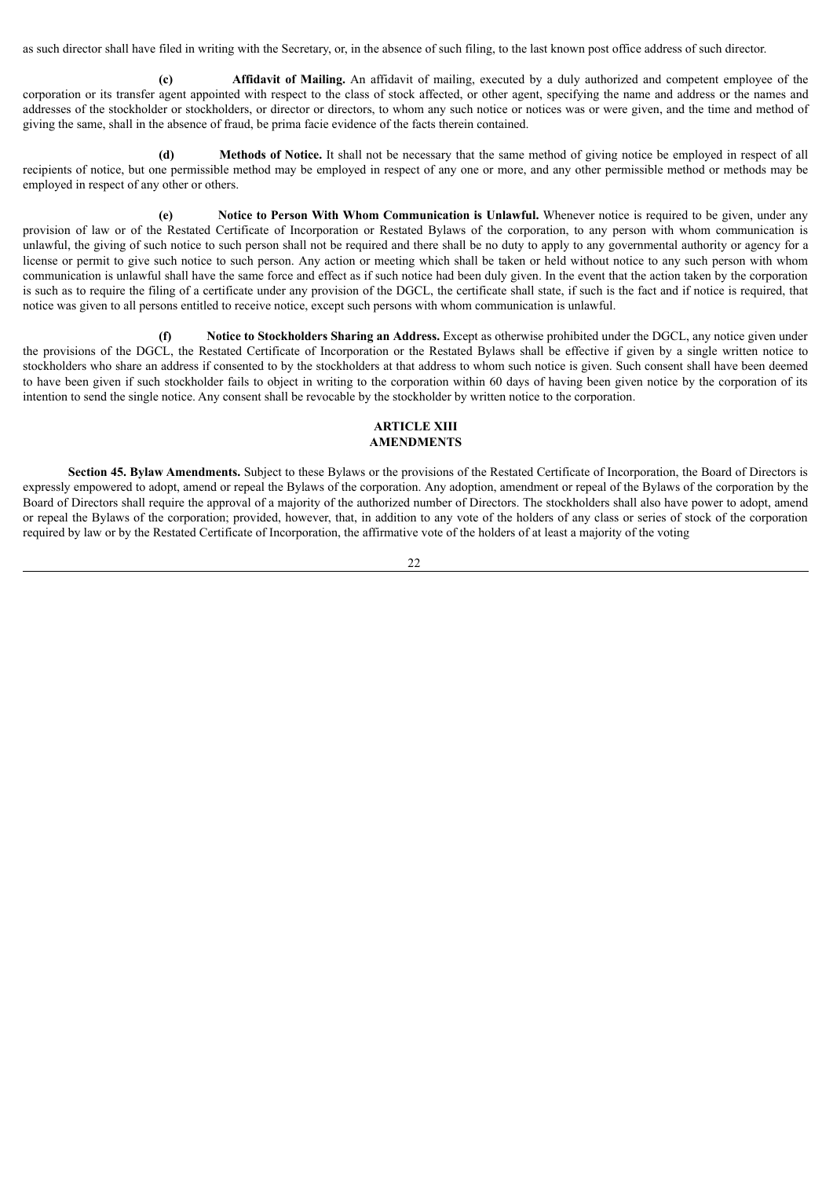as such director shall have filed in writing with the Secretary, or, in the absence of such filing, to the last known post office address of such director.

**(c) Affidavit of Mailing.** An affidavit of mailing, executed by a duly authorized and competent employee of the corporation or its transfer agent appointed with respect to the class of stock affected, or other agent, specifying the name and address or the names and addresses of the stockholder or stockholders, or director or directors, to whom any such notice or notices was or were given, and the time and method of giving the same, shall in the absence of fraud, be prima facie evidence of the facts therein contained.

**(d) Methods of Notice.** It shall not be necessary that the same method of giving notice be employed in respect of all recipients of notice, but one permissible method may be employed in respect of any one or more, and any other permissible method or methods may be employed in respect of any other or others.

**(e) Notice to Person With Whom Communication is Unlawful.** Whenever notice is required to be given, under any provision of law or of the Restated Certificate of Incorporation or Restated Bylaws of the corporation, to any person with whom communication is unlawful, the giving of such notice to such person shall not be required and there shall be no duty to apply to any governmental authority or agency for a license or permit to give such notice to such person. Any action or meeting which shall be taken or held without notice to any such person with whom communication is unlawful shall have the same force and effect as if such notice had been duly given. In the event that the action taken by the corporation is such as to require the filing of a certificate under any provision of the DGCL, the certificate shall state, if such is the fact and if notice is required, that notice was given to all persons entitled to receive notice, except such persons with whom communication is unlawful.

**(f) Notice to Stockholders Sharing an Address.** Except as otherwise prohibited under the DGCL, any notice given under the provisions of the DGCL, the Restated Certificate of Incorporation or the Restated Bylaws shall be effective if given by a single written notice to stockholders who share an address if consented to by the stockholders at that address to whom such notice is given. Such consent shall have been deemed to have been given if such stockholder fails to object in writing to the corporation within 60 days of having been given notice by the corporation of its intention to send the single notice. Any consent shall be revocable by the stockholder by written notice to the corporation.

## ARTICLE XIII
## AMENDMENTS

**Section 45. Bylaw Amendments.** Subject to these Bylaws or the provisions of the Restated Certificate of Incorporation, the Board of Directors is expressly empowered to adopt, amend or repeal the Bylaws of the corporation. Any adoption, amendment or repeal of the Bylaws of the corporation by the Board of Directors shall require the approval of a majority of the authorized number of Directors. The stockholders shall also have power to adopt, amend or repeal the Bylaws of the corporation; provided, however, that, in addition to any vote of the holders of any class or series of stock of the corporation required by law or by the Restated Certificate of Incorporation, the affirmative vote of the holders of at least a majority of the voting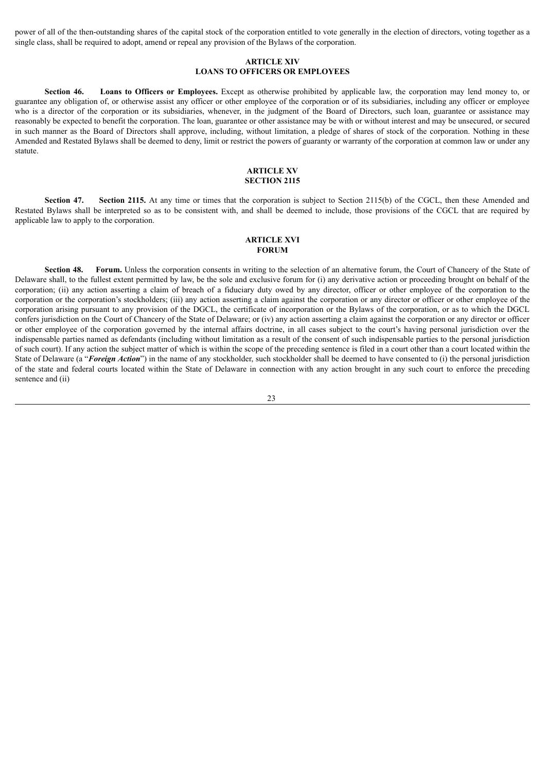power of all of the then-outstanding shares of the capital stock of the corporation entitled to vote generally in the election of directors, voting together as a single class, shall be required to adopt, amend or repeal any provision of the Bylaws of the corporation.

## ARTICLE XIV
## LOANS TO OFFICERS OR EMPLOYEES

**Section 46. Loans to Officers or Employees.** Except as otherwise prohibited by applicable law, the corporation may lend money to, or guarantee any obligation of, or otherwise assist any officer or other employee of the corporation or of its subsidiaries, including any officer or employee who is a director of the corporation or its subsidiaries, whenever, in the judgment of the Board of Directors, such loan, guarantee or assistance may reasonably be expected to benefit the corporation. The loan, guarantee or other assistance may be with or without interest and may be unsecured, or secured in such manner as the Board of Directors shall approve, including, without limitation, a pledge of shares of stock of the corporation. Nothing in these Amended and Restated Bylaws shall be deemed to deny, limit or restrict the powers of guaranty or warranty of the corporation at common law or under any statute.

## ARTICLE XV
## SECTION 2115

**Section 47. Section 2115.** At any time or times that the corporation is subject to Section 2115(b) of the CGCL, then these Amended and Restated Bylaws shall be interpreted so as to be consistent with, and shall be deemed to include, those provisions of the CGCL that are required by applicable law to apply to the corporation.

## ARTICLE XVI
## FORUM

**Section 48. Forum.** Unless the corporation consents in writing to the selection of an alternative forum, the Court of Chancery of the State of Delaware shall, to the fullest extent permitted by law, be the sole and exclusive forum for (i) any derivative action or proceeding brought on behalf of the corporation; (ii) any action asserting a claim of breach of a fiduciary duty owed by any director, officer or other employee of the corporation to the corporation or the corporation's stockholders; (iii) any action asserting a claim against the corporation or any director or officer or other employee of the corporation arising pursuant to any provision of the DGCL, the certificate of incorporation or the Bylaws of the corporation, or as to which the DGCL confers jurisdiction on the Court of Chancery of the State of Delaware; or (iv) any action asserting a claim against the corporation or any director or officer or other employee of the corporation governed by the internal affairs doctrine, in all cases subject to the court's having personal jurisdiction over the indispensable parties named as defendants (including without limitation as a result of the consent of such indispensable parties to the personal jurisdiction of such court). If any action the subject matter of which is within the scope of the preceding sentence is filed in a court other than a court located within the State of Delaware (a "***Foreign Action***") in the name of any stockholder, such stockholder shall be deemed to have consented to (i) the personal jurisdiction of the state and federal courts located within the State of Delaware in connection with any action brought in any such court to enforce the preceding sentence and (ii)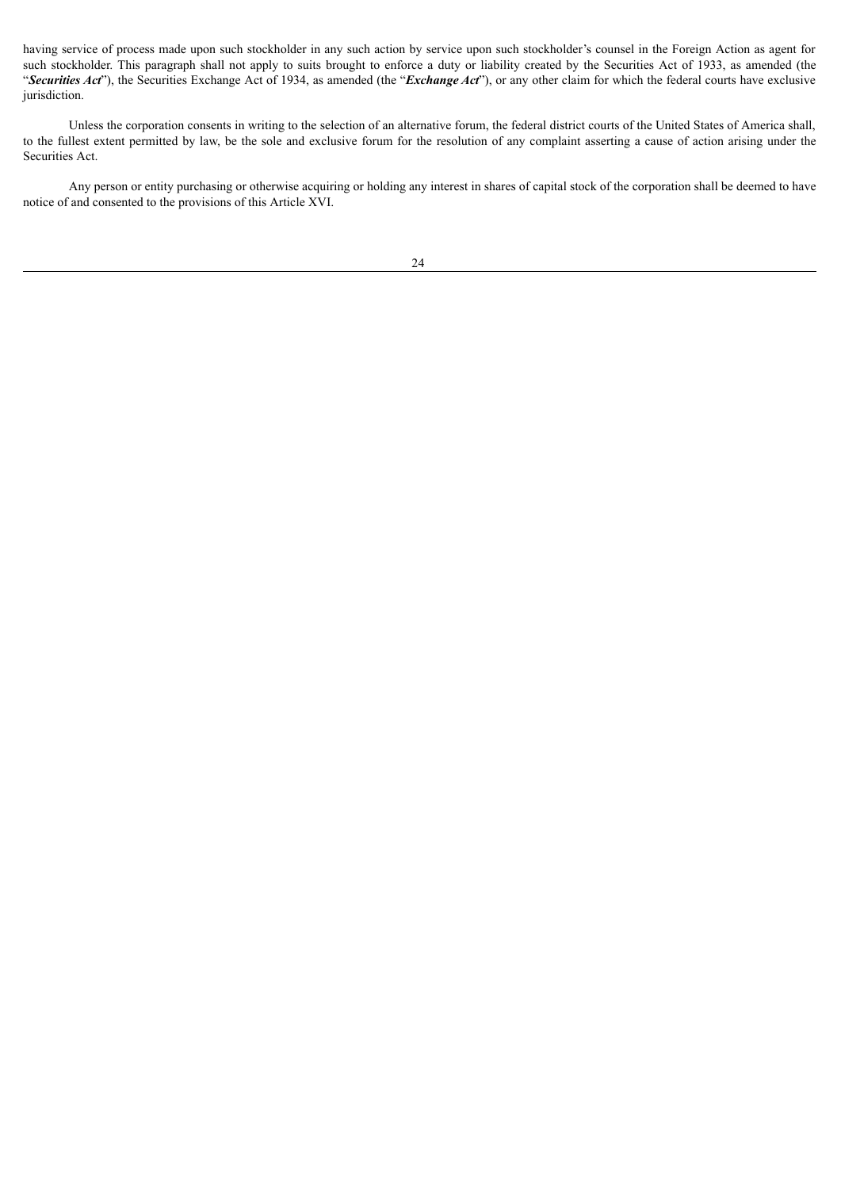having service of process made upon such stockholder in any such action by service upon such stockholder's counsel in the Foreign Action as agent for such stockholder. This paragraph shall not apply to suits brought to enforce a duty or liability created by the Securities Act of 1933, as amended (the "***Securities Act***"), the Securities Exchange Act of 1934, as amended (the "***Exchange Act***"), or any other claim for which the federal courts have exclusive jurisdiction.

Unless the corporation consents in writing to the selection of an alternative forum, the federal district courts of the United States of America shall, to the fullest extent permitted by law, be the sole and exclusive forum for the resolution of any complaint asserting a cause of action arising under the Securities Act.

Any person or entity purchasing or otherwise acquiring or holding any interest in shares of capital stock of the corporation shall be deemed to have notice of and consented to the provisions of this Article XVI.